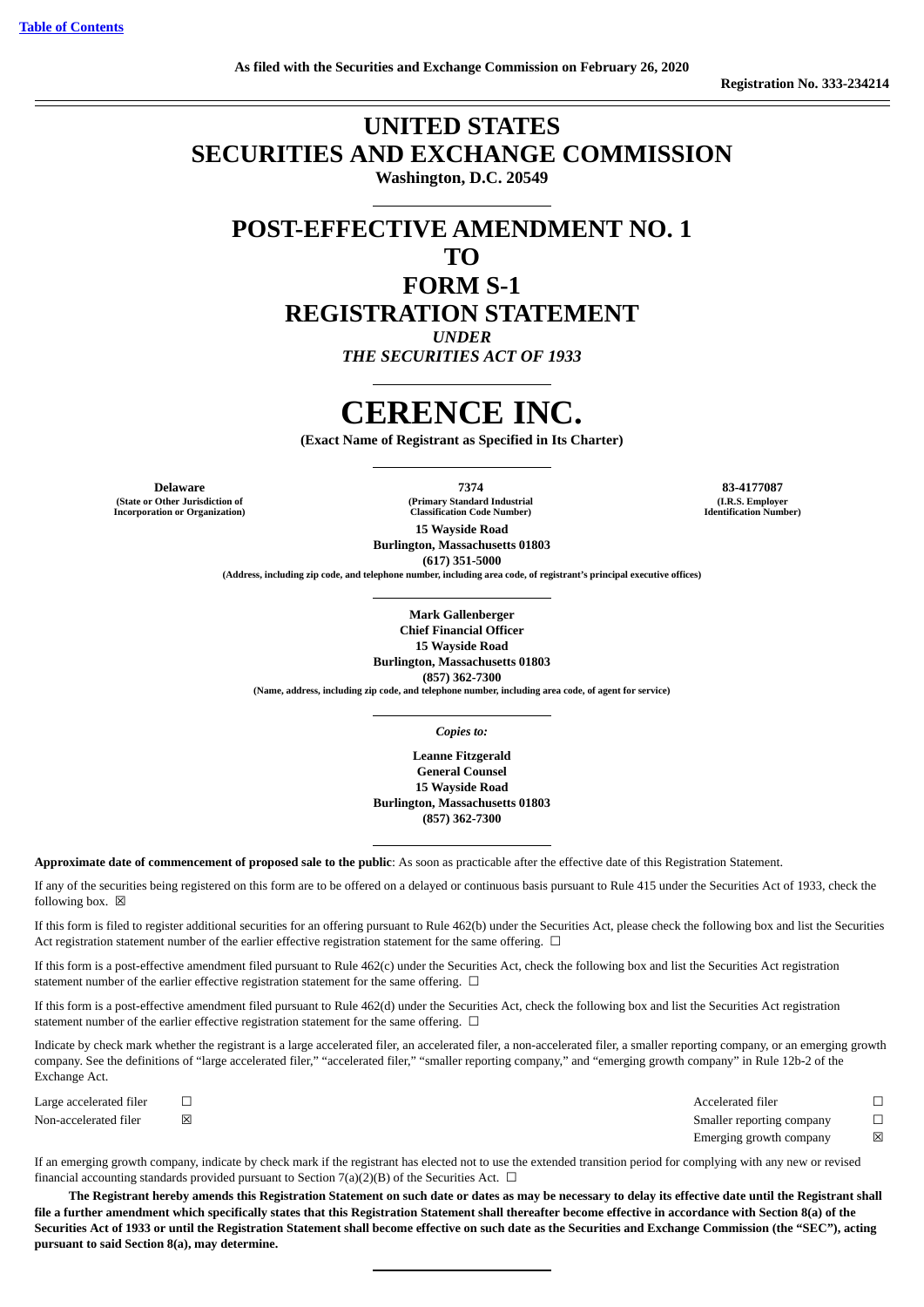Table of Contents

As filed with the Securities and Exchange Commission on February 26, 2020

Registration No. 333-234214

# UNITED STATES SECURITIES AND EXCHANGE COMMISSION

**Washington, D.C. 20549**

# POST-EFFECTIVE AMENDMENT NO. 1 TO FORM S-1 REGISTRATION STATEMENT

***UNDER THE SECURITIES ACT OF 1933***

# CERENCE INC.

**(Exact Name of Registrant as Specified in Its Charter)**

| Delaware | 7374 | 83-4177087 |
|---|---|---|
| (State or Other Jurisdiction of Incorporation or Organization) | (Primary Standard Industrial Classification Code Number) | (I.R.S. Employer Identification Number) |

**15 Wayside Road**
**Burlington, Massachusetts 01803**
**(617) 351-5000**
**(Address, including zip code, and telephone number, including area code, of registrant's principal executive offices)**

**Mark Gallenberger**
**Chief Financial Officer**
**15 Wayside Road**
**Burlington, Massachusetts 01803**
**(857) 362-7300**
**(Name, address, including zip code, and telephone number, including area code, of agent for service)**

***Copies to:***

**Leanne Fitzgerald**
**General Counsel**
**15 Wayside Road**
**Burlington, Massachusetts 01803**
**(857) 362-7300**

**Approximate date of commencement of proposed sale to the public**: As soon as practicable after the effective date of this Registration Statement.

If any of the securities being registered on this form are to be offered on a delayed or continuous basis pursuant to Rule 415 under the Securities Act of 1933, check the following box. ☒

If this form is filed to register additional securities for an offering pursuant to Rule 462(b) under the Securities Act, please check the following box and list the Securities Act registration statement number of the earlier effective registration statement for the same offering. ☐

If this form is a post-effective amendment filed pursuant to Rule 462(c) under the Securities Act, check the following box and list the Securities Act registration statement number of the earlier effective registration statement for the same offering. ☐

If this form is a post-effective amendment filed pursuant to Rule 462(d) under the Securities Act, check the following box and list the Securities Act registration statement number of the earlier effective registration statement for the same offering. ☐

Indicate by check mark whether the registrant is a large accelerated filer, an accelerated filer, a non-accelerated filer, a smaller reporting company, or an emerging growth company. See the definitions of "large accelerated filer," "accelerated filer," "smaller reporting company," and "emerging growth company" in Rule 12b-2 of the Exchange Act.

| | | | |
|---|---|---|---|
| Large accelerated filer | ☐ | Accelerated filer | ☐ |
| Non-accelerated filer | ☒ | Smaller reporting company | ☐ |
| | | Emerging growth company | ☒ |

If an emerging growth company, indicate by check mark if the registrant has elected not to use the extended transition period for complying with any new or revised financial accounting standards provided pursuant to Section 7(a)(2)(B) of the Securities Act. ☐

**The Registrant hereby amends this Registration Statement on such date or dates as may be necessary to delay its effective date until the Registrant shall file a further amendment which specifically states that this Registration Statement shall thereafter become effective in accordance with Section 8(a) of the Securities Act of 1933 or until the Registration Statement shall become effective on such date as the Securities and Exchange Commission (the "SEC"), acting pursuant to said Section 8(a), may determine.**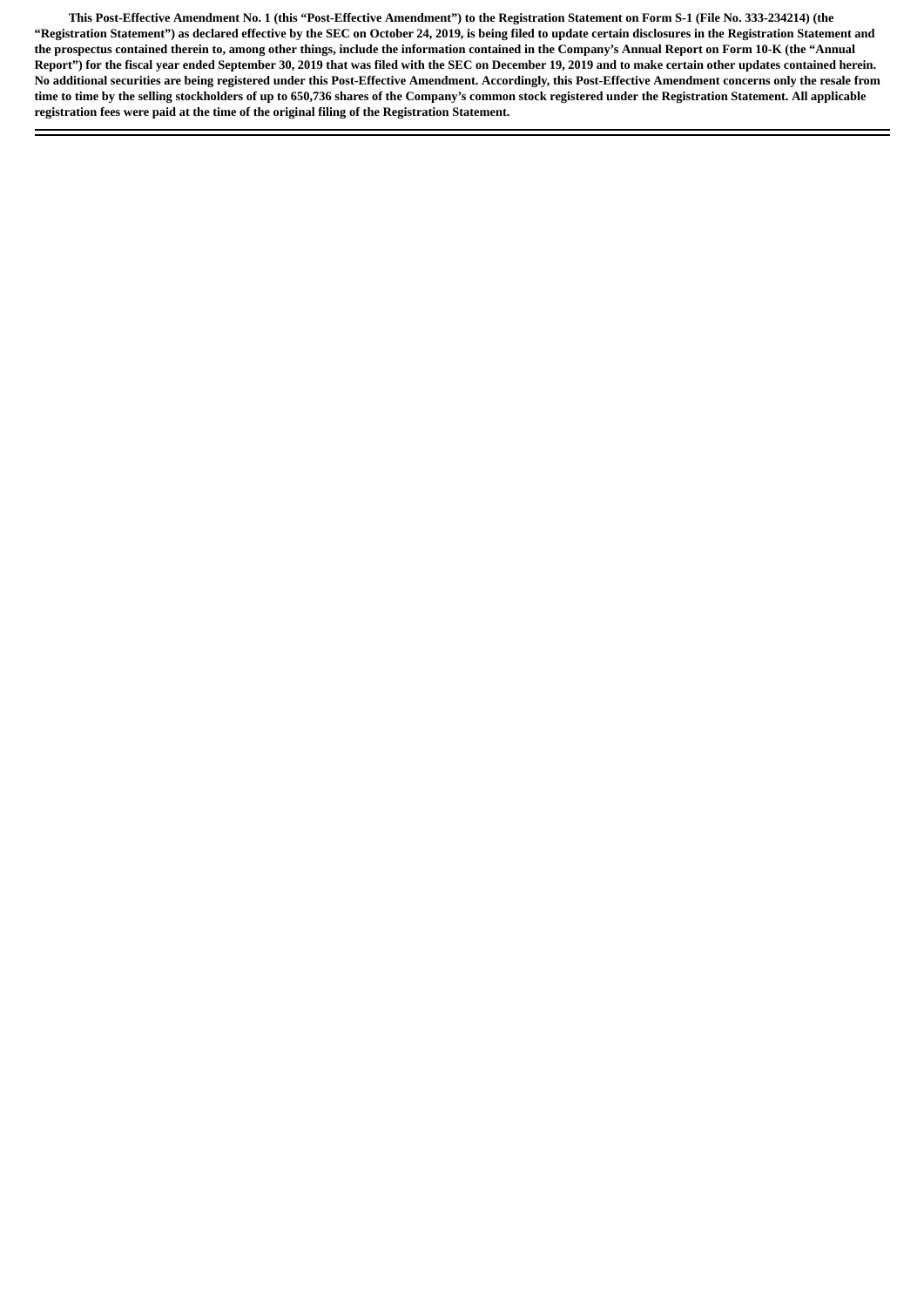**This Post-Effective Amendment No. 1 (this "Post-Effective Amendment") to the Registration Statement on Form S-1 (File No. 333-234214) (the "Registration Statement") as declared effective by the SEC on October 24, 2019, is being filed to update certain disclosures in the Registration Statement and the prospectus contained therein to, among other things, include the information contained in the Company's Annual Report on Form 10-K (the "Annual Report") for the fiscal year ended September 30, 2019 that was filed with the SEC on December 19, 2019 and to make certain other updates contained herein. No additional securities are being registered under this Post-Effective Amendment. Accordingly, this Post-Effective Amendment concerns only the resale from time to time by the selling stockholders of up to 650,736 shares of the Company's common stock registered under the Registration Statement. All applicable registration fees were paid at the time of the original filing of the Registration Statement.**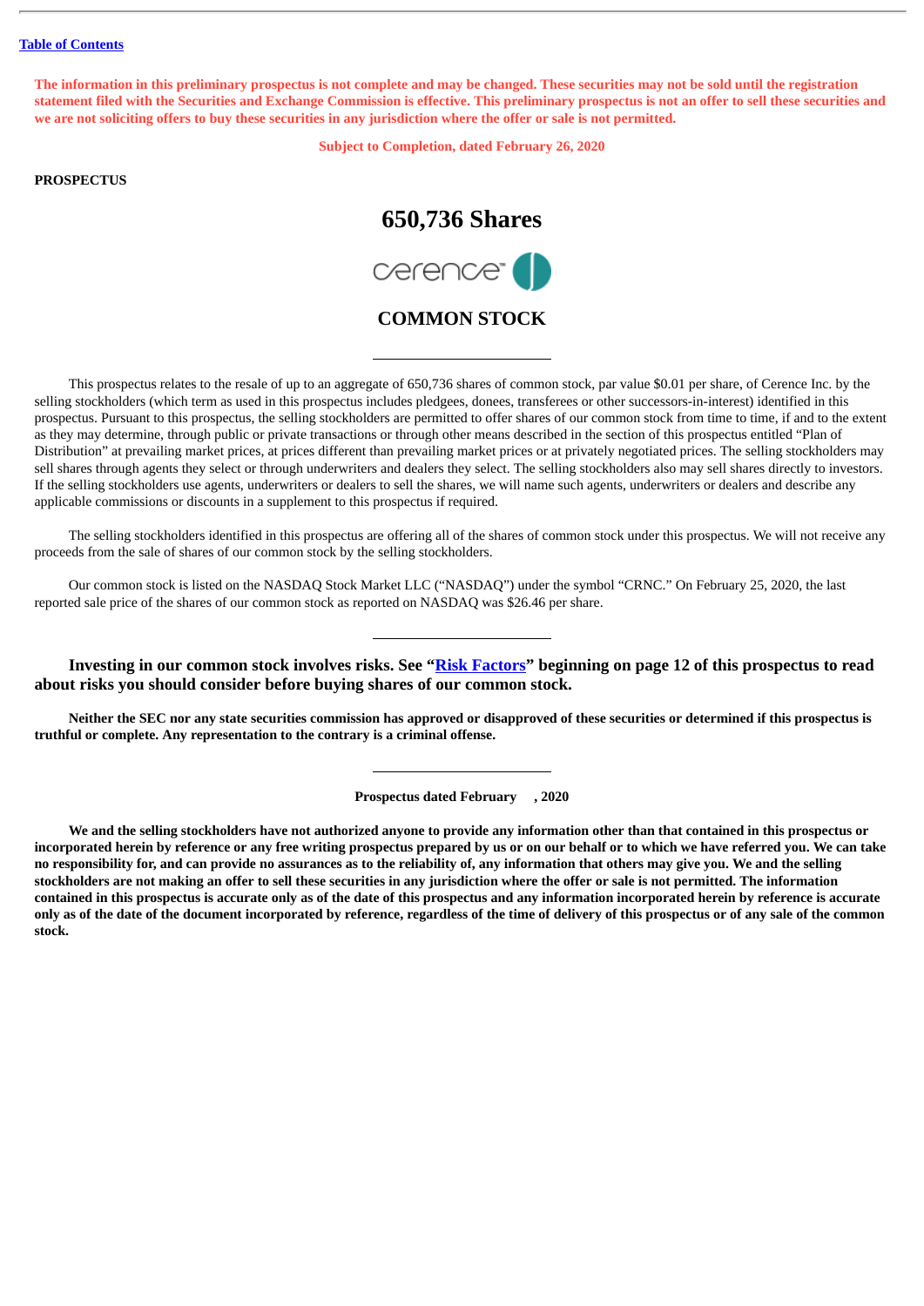Table of Contents

**The information in this preliminary prospectus is not complete and may be changed. These securities may not be sold until the registration statement filed with the Securities and Exchange Commission is effective. This preliminary prospectus is not an offer to sell these securities and we are not soliciting offers to buy these securities in any jurisdiction where the offer or sale is not permitted.**

**Subject to Completion, dated February 26, 2020**

**PROSPECTUS**

# 650,736 Shares

cerence

## COMMON STOCK

---

This prospectus relates to the resale of up to an aggregate of 650,736 shares of common stock, par value $0.01 per share, of Cerence Inc. by the selling stockholders (which term as used in this prospectus includes pledgees, donees, transferees or other successors-in-interest) identified in this prospectus. Pursuant to this prospectus, the selling stockholders are permitted to offer shares of our common stock from time to time, if and to the extent as they may determine, through public or private transactions or through other means described in the section of this prospectus entitled "Plan of Distribution" at prevailing market prices, at prices different than prevailing market prices or at privately negotiated prices. The selling stockholders may sell shares through agents they select or through underwriters and dealers they select. The selling stockholders also may sell shares directly to investors. If the selling stockholders use agents, underwriters or dealers to sell the shares, we will name such agents, underwriters or dealers and describe any applicable commissions or discounts in a supplement to this prospectus if required.

The selling stockholders identified in this prospectus are offering all of the shares of common stock under this prospectus. We will not receive any proceeds from the sale of shares of our common stock by the selling stockholders.

Our common stock is listed on the NASDAQ Stock Market LLC ("NASDAQ") under the symbol "CRNC." On February 25, 2020, the last reported sale price of the shares of our common stock as reported on NASDAQ was $26.46 per share.

---

**Investing in our common stock involves risks. See "Risk Factors" beginning on page 12 of this prospectus to read about risks you should consider before buying shares of our common stock.**

**Neither the SEC nor any state securities commission has approved or disapproved of these securities or determined if this prospectus is truthful or complete. Any representation to the contrary is a criminal offense.**

---

**Prospectus dated February , 2020**

**We and the selling stockholders have not authorized anyone to provide any information other than that contained in this prospectus or incorporated herein by reference or any free writing prospectus prepared by us or on our behalf or to which we have referred you. We can take no responsibility for, and can provide no assurances as to the reliability of, any information that others may give you. We and the selling stockholders are not making an offer to sell these securities in any jurisdiction where the offer or sale is not permitted. The information contained in this prospectus is accurate only as of the date of this prospectus and any information incorporated herein by reference is accurate only as of the date of the document incorporated by reference, regardless of the time of delivery of this prospectus or of any sale of the common stock.**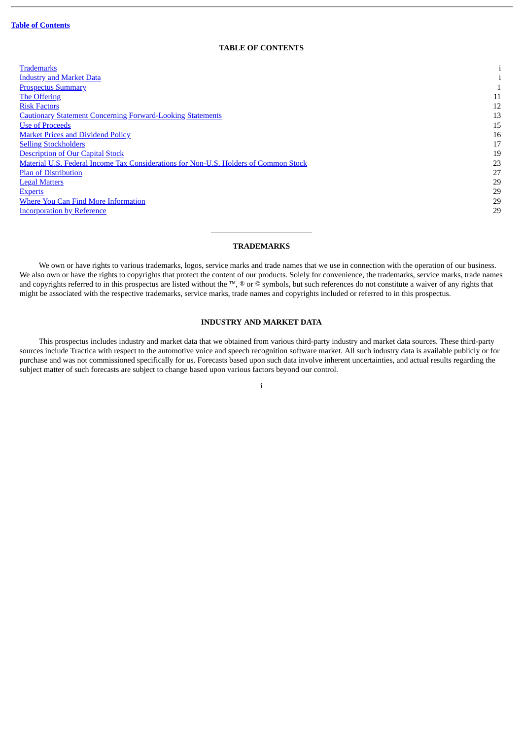[Table of Contents](#)

## TABLE OF CONTENTS

| | |
|---|---|
| Trademarks | i |
| Industry and Market Data | i |
| Prospectus Summary | 1 |
| The Offering | 11 |
| Risk Factors | 12 |
| Cautionary Statement Concerning Forward-Looking Statements | 13 |
| Use of Proceeds | 15 |
| Market Prices and Dividend Policy | 16 |
| Selling Stockholders | 17 |
| Description of Our Capital Stock | 19 |
| Material U.S. Federal Income Tax Considerations for Non-U.S. Holders of Common Stock | 23 |
| Plan of Distribution | 27 |
| Legal Matters | 29 |
| Experts | 29 |
| Where You Can Find More Information | 29 |
| Incorporation by Reference | 29 |

---

## TRADEMARKS

We own or have rights to various trademarks, logos, service marks and trade names that we use in connection with the operation of our business. We also own or have the rights to copyrights that protect the content of our products. Solely for convenience, the trademarks, service marks, trade names and copyrights referred to in this prospectus are listed without the ™, ® or © symbols, but such references do not constitute a waiver of any rights that might be associated with the respective trademarks, service marks, trade names and copyrights included or referred to in this prospectus.

## INDUSTRY AND MARKET DATA

This prospectus includes industry and market data that we obtained from various third-party industry and market data sources. These third-party sources include Tractica with respect to the automotive voice and speech recognition software market. All such industry data is available publicly or for purchase and was not commissioned specifically for us. Forecasts based upon such data involve inherent uncertainties, and actual results regarding the subject matter of such forecasts are subject to change based upon various factors beyond our control.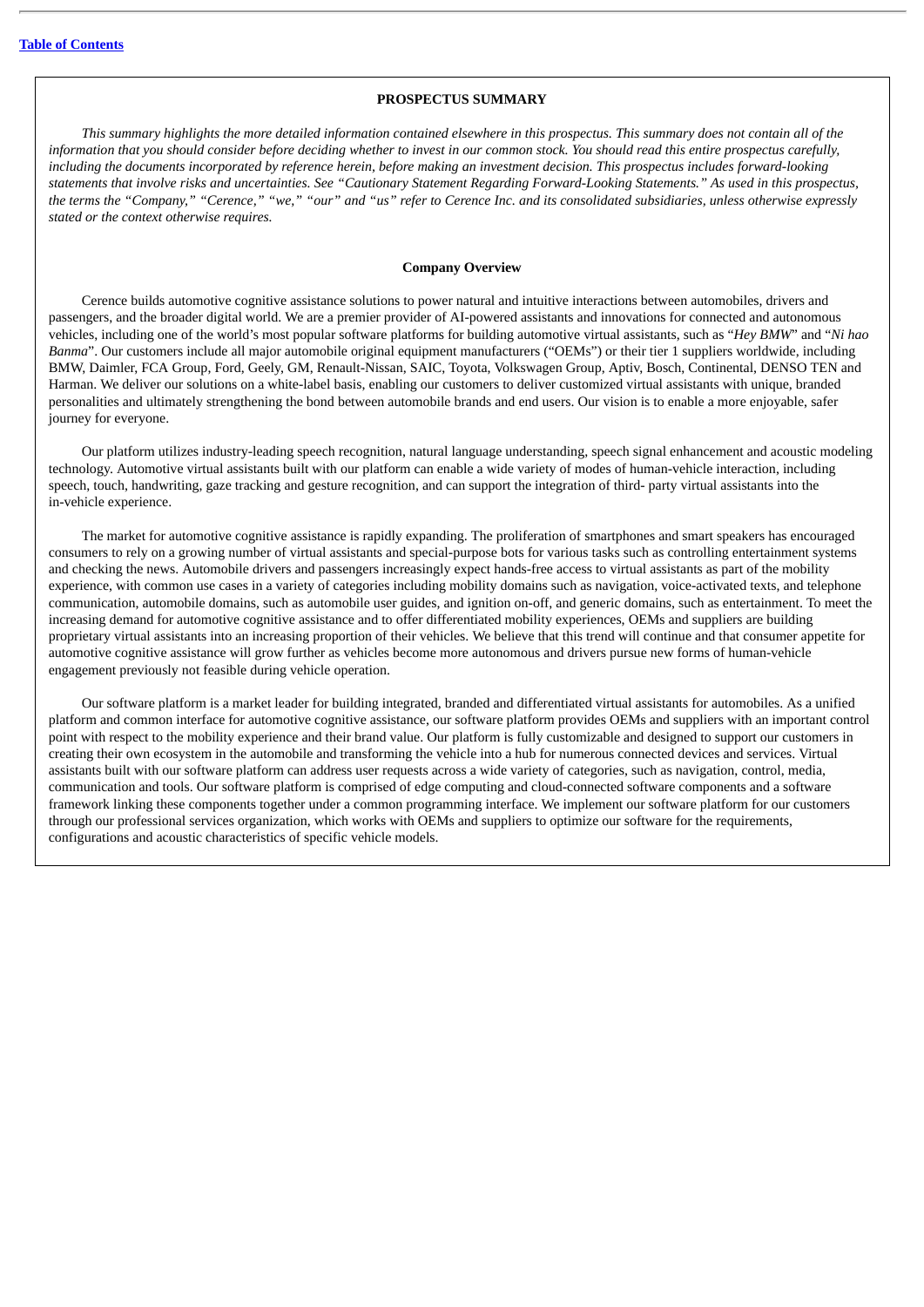## PROSPECTUS SUMMARY

*This summary highlights the more detailed information contained elsewhere in this prospectus. This summary does not contain all of the information that you should consider before deciding whether to invest in our common stock. You should read this entire prospectus carefully, including the documents incorporated by reference herein, before making an investment decision. This prospectus includes forward-looking statements that involve risks and uncertainties. See "Cautionary Statement Regarding Forward-Looking Statements." As used in this prospectus, the terms the "Company," "Cerence," "we," "our" and "us" refer to Cerence Inc. and its consolidated subsidiaries, unless otherwise expressly stated or the context otherwise requires.*

### Company Overview

Cerence builds automotive cognitive assistance solutions to power natural and intuitive interactions between automobiles, drivers and passengers, and the broader digital world. We are a premier provider of AI-powered assistants and innovations for connected and autonomous vehicles, including one of the world's most popular software platforms for building automotive virtual assistants, such as "*Hey BMW*" and "*Ni hao Banma*". Our customers include all major automobile original equipment manufacturers ("OEMs") or their tier 1 suppliers worldwide, including BMW, Daimler, FCA Group, Ford, Geely, GM, Renault-Nissan, SAIC, Toyota, Volkswagen Group, Aptiv, Bosch, Continental, DENSO TEN and Harman. We deliver our solutions on a white-label basis, enabling our customers to deliver customized virtual assistants with unique, branded personalities and ultimately strengthening the bond between automobile brands and end users. Our vision is to enable a more enjoyable, safer journey for everyone.

Our platform utilizes industry-leading speech recognition, natural language understanding, speech signal enhancement and acoustic modeling technology. Automotive virtual assistants built with our platform can enable a wide variety of modes of human-vehicle interaction, including speech, touch, handwriting, gaze tracking and gesture recognition, and can support the integration of third- party virtual assistants into the in-vehicle experience.

The market for automotive cognitive assistance is rapidly expanding. The proliferation of smartphones and smart speakers has encouraged consumers to rely on a growing number of virtual assistants and special-purpose bots for various tasks such as controlling entertainment systems and checking the news. Automobile drivers and passengers increasingly expect hands-free access to virtual assistants as part of the mobility experience, with common use cases in a variety of categories including mobility domains such as navigation, voice-activated texts, and telephone communication, automobile domains, such as automobile user guides, and ignition on-off, and generic domains, such as entertainment. To meet the increasing demand for automotive cognitive assistance and to offer differentiated mobility experiences, OEMs and suppliers are building proprietary virtual assistants into an increasing proportion of their vehicles. We believe that this trend will continue and that consumer appetite for automotive cognitive assistance will grow further as vehicles become more autonomous and drivers pursue new forms of human-vehicle engagement previously not feasible during vehicle operation.

Our software platform is a market leader for building integrated, branded and differentiated virtual assistants for automobiles. As a unified platform and common interface for automotive cognitive assistance, our software platform provides OEMs and suppliers with an important control point with respect to the mobility experience and their brand value. Our platform is fully customizable and designed to support our customers in creating their own ecosystem in the automobile and transforming the vehicle into a hub for numerous connected devices and services. Virtual assistants built with our software platform can address user requests across a wide variety of categories, such as navigation, control, media, communication and tools. Our software platform is comprised of edge computing and cloud-connected software components and a software framework linking these components together under a common programming interface. We implement our software platform for our customers through our professional services organization, which works with OEMs and suppliers to optimize our software for the requirements, configurations and acoustic characteristics of specific vehicle models.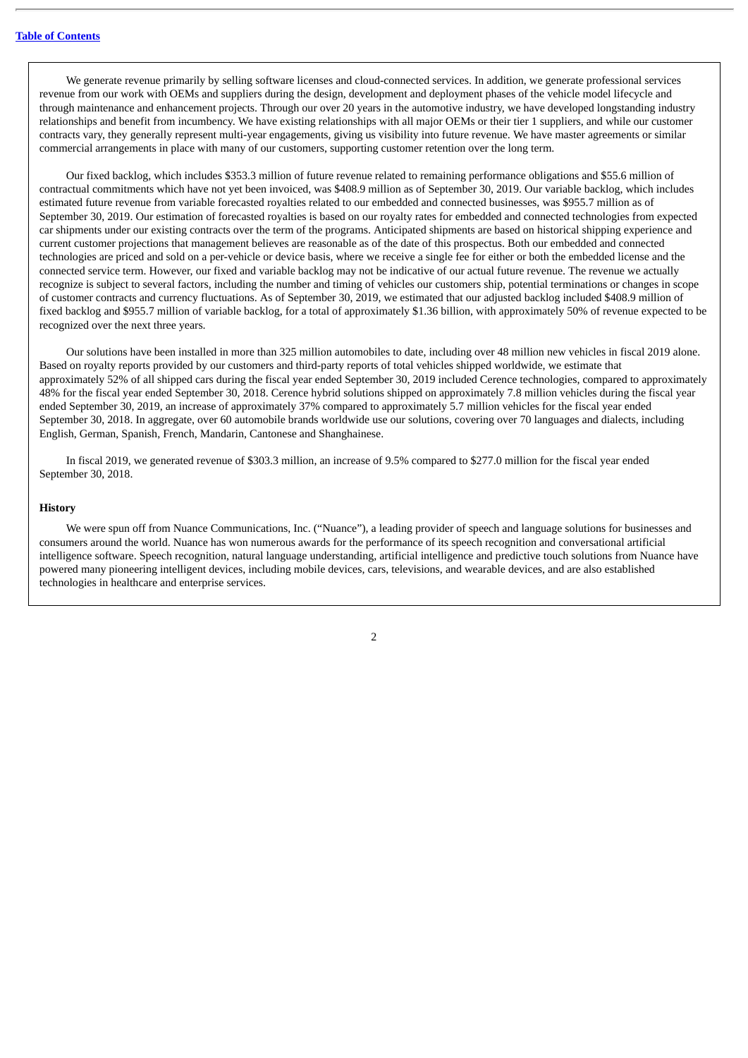We generate revenue primarily by selling software licenses and cloud-connected services. In addition, we generate professional services revenue from our work with OEMs and suppliers during the design, development and deployment phases of the vehicle model lifecycle and through maintenance and enhancement projects. Through our over 20 years in the automotive industry, we have developed longstanding industry relationships and benefit from incumbency. We have existing relationships with all major OEMs or their tier 1 suppliers, and while our customer contracts vary, they generally represent multi-year engagements, giving us visibility into future revenue. We have master agreements or similar commercial arrangements in place with many of our customers, supporting customer retention over the long term.

Our fixed backlog, which includes $353.3 million of future revenue related to remaining performance obligations and $55.6 million of contractual commitments which have not yet been invoiced, was $408.9 million as of September 30, 2019. Our variable backlog, which includes estimated future revenue from variable forecasted royalties related to our embedded and connected businesses, was $955.7 million as of September 30, 2019. Our estimation of forecasted royalties is based on our royalty rates for embedded and connected technologies from expected car shipments under our existing contracts over the term of the programs. Anticipated shipments are based on historical shipping experience and current customer projections that management believes are reasonable as of the date of this prospectus. Both our embedded and connected technologies are priced and sold on a per-vehicle or device basis, where we receive a single fee for either or both the embedded license and the connected service term. However, our fixed and variable backlog may not be indicative of our actual future revenue. The revenue we actually recognize is subject to several factors, including the number and timing of vehicles our customers ship, potential terminations or changes in scope of customer contracts and currency fluctuations. As of September 30, 2019, we estimated that our adjusted backlog included $408.9 million of fixed backlog and $955.7 million of variable backlog, for a total of approximately $1.36 billion, with approximately 50% of revenue expected to be recognized over the next three years.

Our solutions have been installed in more than 325 million automobiles to date, including over 48 million new vehicles in fiscal 2019 alone. Based on royalty reports provided by our customers and third-party reports of total vehicles shipped worldwide, we estimate that approximately 52% of all shipped cars during the fiscal year ended September 30, 2019 included Cerence technologies, compared to approximately 48% for the fiscal year ended September 30, 2018. Cerence hybrid solutions shipped on approximately 7.8 million vehicles during the fiscal year ended September 30, 2019, an increase of approximately 37% compared to approximately 5.7 million vehicles for the fiscal year ended September 30, 2018. In aggregate, over 60 automobile brands worldwide use our solutions, covering over 70 languages and dialects, including English, German, Spanish, French, Mandarin, Cantonese and Shanghainese.

In fiscal 2019, we generated revenue of $303.3 million, an increase of 9.5% compared to $277.0 million for the fiscal year ended September 30, 2018.

### History

We were spun off from Nuance Communications, Inc. ("Nuance"), a leading provider of speech and language solutions for businesses and consumers around the world. Nuance has won numerous awards for the performance of its speech recognition and conversational artificial intelligence software. Speech recognition, natural language understanding, artificial intelligence and predictive touch solutions from Nuance have powered many pioneering intelligent devices, including mobile devices, cars, televisions, and wearable devices, and are also established technologies in healthcare and enterprise services.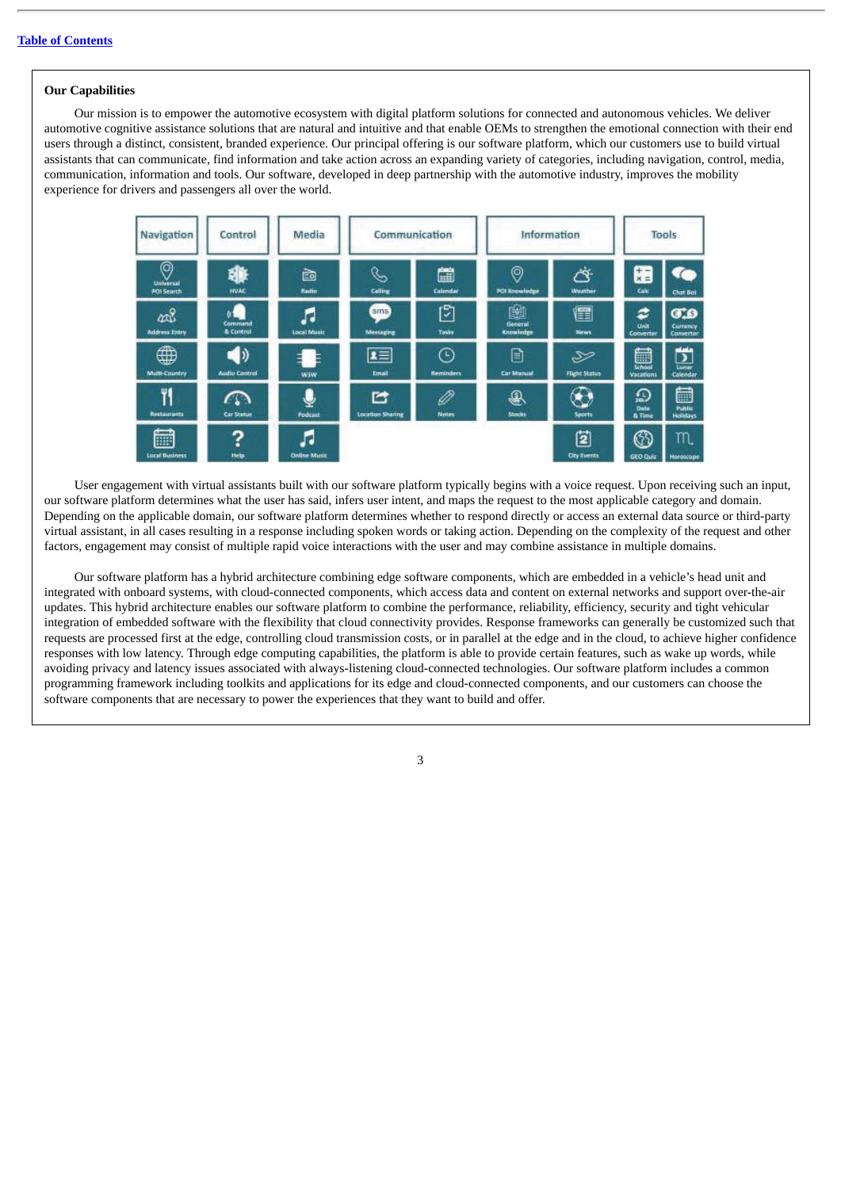[Table of Contents](#)

**Our Capabilities**

Our mission is to empower the automotive ecosystem with digital platform solutions for connected and autonomous vehicles. We deliver automotive cognitive assistance solutions that are natural and intuitive and that enable OEMs to strengthen the emotional connection with their end users through a distinct, consistent, branded experience. Our principal offering is our software platform, which our customers use to build virtual assistants that can communicate, find information and take action across an expanding variety of categories, including navigation, control, media, communication, information and tools. Our software, developed in deep partnership with the automotive industry, improves the mobility experience for drivers and passengers all over the world.

| Navigation | Control | Media | Communication | | Information | | Tools | |
|---|---|---|---|---|---|---|---|---|
| Universal POI Search | HVAC | Radio | Calling | Calendar | POI Knowledge | Weather | Calc | Chat Bot |
| Address Entry | Command & Control | Local Music | Messaging | Tasks | General Knowledge | News | Unit Converter | Currency Converter |
| Multi-Country | Audio Control | W3W | Email | Reminders | Car Manual | Flight Status | School Vacations | Lunar Calendar |
| Restaurants | Car Status | Podcast | Location Sharing | Notes | Stocks | Sports | Date & Time | Public Holidays |
| Local Business | Help | Online Music | | | | City Events | GEO Quiz | Horoscope |

User engagement with virtual assistants built with our software platform typically begins with a voice request. Upon receiving such an input, our software platform determines what the user has said, infers user intent, and maps the request to the most applicable category and domain. Depending on the applicable domain, our software platform determines whether to respond directly or access an external data source or third-party virtual assistant, in all cases resulting in a response including spoken words or taking action. Depending on the complexity of the request and other factors, engagement may consist of multiple rapid voice interactions with the user and may combine assistance in multiple domains.

Our software platform has a hybrid architecture combining edge software components, which are embedded in a vehicle's head unit and integrated with onboard systems, with cloud-connected components, which access data and content on external networks and support over-the-air updates. This hybrid architecture enables our software platform to combine the performance, reliability, efficiency, security and tight vehicular integration of embedded software with the flexibility that cloud connectivity provides. Response frameworks can generally be customized such that requests are processed first at the edge, controlling cloud transmission costs, or in parallel at the edge and in the cloud, to achieve higher confidence responses with low latency. Through edge computing capabilities, the platform is able to provide certain features, such as wake up words, while avoiding privacy and latency issues associated with always-listening cloud-connected technologies. Our software platform includes a common programming framework including toolkits and applications for its edge and cloud-connected components, and our customers can choose the software components that are necessary to power the experiences that they want to build and offer.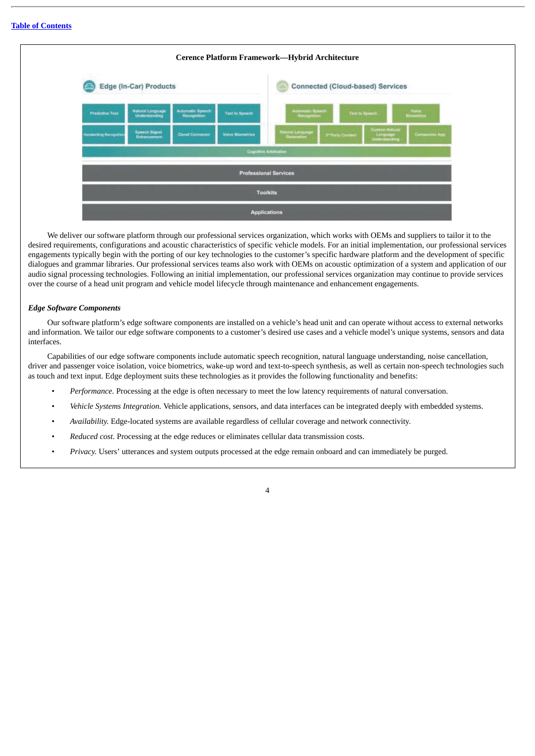**Cerence Platform Framework—Hybrid Architecture**

Edge (In-Car) Products

Predictive Text | Natural Language Understanding | Automatic Speech Recognition | Text to Speech
Handwriting Recognition | Speech Signal Enhancement | Cloud Connector | Voice Biometrics

Connected (Cloud-based) Services

Automatic Speech Recognition | Text to Speech | Voice Biometrics
Natural Language Generation | 3rd Party Content | Custom Natural Language Understanding | Companion App

Cognitive Arbitration

Professional Services

Toolkits

Applications

We deliver our software platform through our professional services organization, which works with OEMs and suppliers to tailor it to the desired requirements, configurations and acoustic characteristics of specific vehicle models. For an initial implementation, our professional services engagements typically begin with the porting of our key technologies to the customer's specific hardware platform and the development of specific dialogues and grammar libraries. Our professional services teams also work with OEMs on acoustic optimization of a system and application of our audio signal processing technologies. Following an initial implementation, our professional services organization may continue to provide services over the course of a head unit program and vehicle model lifecycle through maintenance and enhancement engagements.

***Edge Software Components***

Our software platform's edge software components are installed on a vehicle's head unit and can operate without access to external networks and information. We tailor our edge software components to a customer's desired use cases and a vehicle model's unique systems, sensors and data interfaces.

Capabilities of our edge software components include automatic speech recognition, natural language understanding, noise cancellation, driver and passenger voice isolation, voice biometrics, wake-up word and text-to-speech synthesis, as well as certain non-speech technologies such as touch and text input. Edge deployment suits these technologies as it provides the following functionality and benefits:

- *Performance.* Processing at the edge is often necessary to meet the low latency requirements of natural conversation.
- *Vehicle Systems Integration.* Vehicle applications, sensors, and data interfaces can be integrated deeply with embedded systems.
- *Availability.* Edge-located systems are available regardless of cellular coverage and network connectivity.
- *Reduced cost.* Processing at the edge reduces or eliminates cellular data transmission costs.
- *Privacy.* Users' utterances and system outputs processed at the edge remain onboard and can immediately be purged.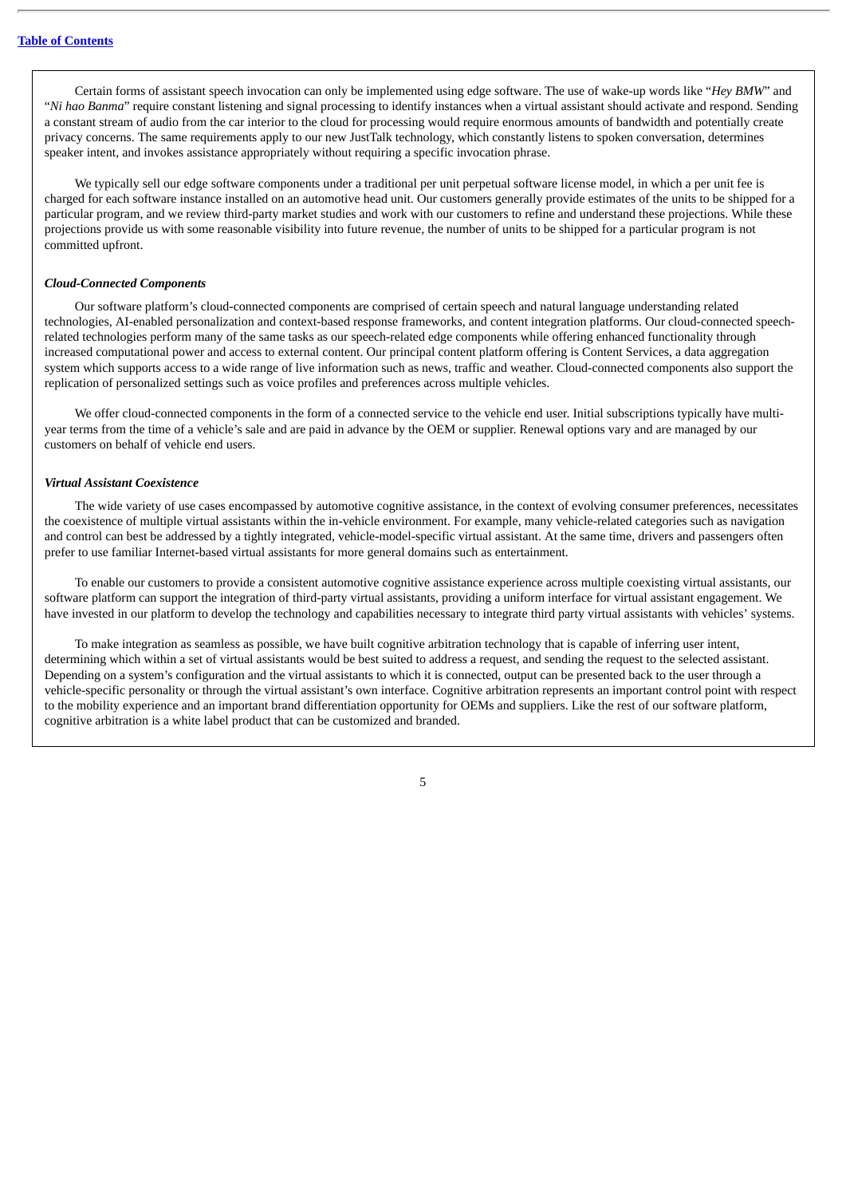Certain forms of assistant speech invocation can only be implemented using edge software. The use of wake-up words like "*Hey BMW*" and "*Ni hao Banma*" require constant listening and signal processing to identify instances when a virtual assistant should activate and respond. Sending a constant stream of audio from the car interior to the cloud for processing would require enormous amounts of bandwidth and potentially create privacy concerns. The same requirements apply to our new JustTalk technology, which constantly listens to spoken conversation, determines speaker intent, and invokes assistance appropriately without requiring a specific invocation phrase.

We typically sell our edge software components under a traditional per unit perpetual software license model, in which a per unit fee is charged for each software instance installed on an automotive head unit. Our customers generally provide estimates of the units to be shipped for a particular program, and we review third-party market studies and work with our customers to refine and understand these projections. While these projections provide us with some reasonable visibility into future revenue, the number of units to be shipped for a particular program is not committed upfront.

***Cloud-Connected Components***

Our software platform's cloud-connected components are comprised of certain speech and natural language understanding related technologies, AI-enabled personalization and context-based response frameworks, and content integration platforms. Our cloud-connected speech-related technologies perform many of the same tasks as our speech-related edge components while offering enhanced functionality through increased computational power and access to external content. Our principal content platform offering is Content Services, a data aggregation system which supports access to a wide range of live information such as news, traffic and weather. Cloud-connected components also support the replication of personalized settings such as voice profiles and preferences across multiple vehicles.

We offer cloud-connected components in the form of a connected service to the vehicle end user. Initial subscriptions typically have multi-year terms from the time of a vehicle's sale and are paid in advance by the OEM or supplier. Renewal options vary and are managed by our customers on behalf of vehicle end users.

***Virtual Assistant Coexistence***

The wide variety of use cases encompassed by automotive cognitive assistance, in the context of evolving consumer preferences, necessitates the coexistence of multiple virtual assistants within the in-vehicle environment. For example, many vehicle-related categories such as navigation and control can best be addressed by a tightly integrated, vehicle-model-specific virtual assistant. At the same time, drivers and passengers often prefer to use familiar Internet-based virtual assistants for more general domains such as entertainment.

To enable our customers to provide a consistent automotive cognitive assistance experience across multiple coexisting virtual assistants, our software platform can support the integration of third-party virtual assistants, providing a uniform interface for virtual assistant engagement. We have invested in our platform to develop the technology and capabilities necessary to integrate third party virtual assistants with vehicles' systems.

To make integration as seamless as possible, we have built cognitive arbitration technology that is capable of inferring user intent, determining which within a set of virtual assistants would be best suited to address a request, and sending the request to the selected assistant. Depending on a system's configuration and the virtual assistants to which it is connected, output can be presented back to the user through a vehicle-specific personality or through the virtual assistant's own interface. Cognitive arbitration represents an important control point with respect to the mobility experience and an important brand differentiation opportunity for OEMs and suppliers. Like the rest of our software platform, cognitive arbitration is a white label product that can be customized and branded.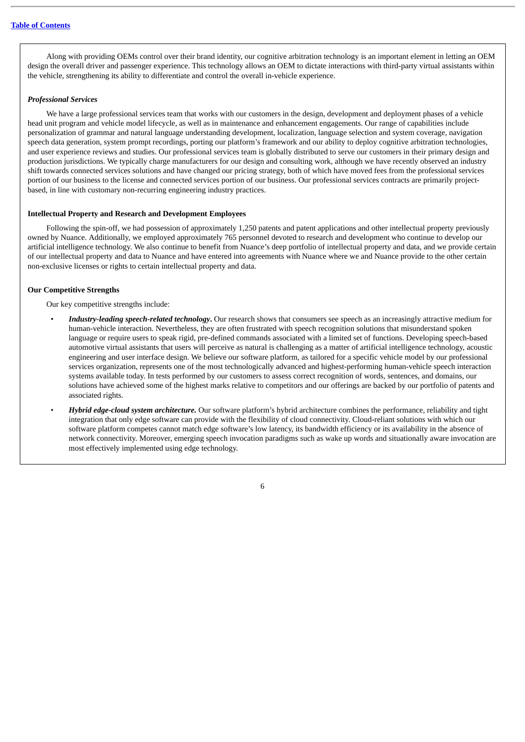Along with providing OEMs control over their brand identity, our cognitive arbitration technology is an important element in letting an OEM design the overall driver and passenger experience. This technology allows an OEM to dictate interactions with third-party virtual assistants within the vehicle, strengthening its ability to differentiate and control the overall in-vehicle experience.

### *Professional Services*

We have a large professional services team that works with our customers in the design, development and deployment phases of a vehicle head unit program and vehicle model lifecycle, as well as in maintenance and enhancement engagements. Our range of capabilities include personalization of grammar and natural language understanding development, localization, language selection and system coverage, navigation speech data generation, system prompt recordings, porting our platform's framework and our ability to deploy cognitive arbitration technologies, and user experience reviews and studies. Our professional services team is globally distributed to serve our customers in their primary design and production jurisdictions. We typically charge manufacturers for our design and consulting work, although we have recently observed an industry shift towards connected services solutions and have changed our pricing strategy, both of which have moved fees from the professional services portion of our business to the license and connected services portion of our business. Our professional services contracts are primarily project-based, in line with customary non-recurring engineering industry practices.

## Intellectual Property and Research and Development Employees

Following the spin-off, we had possession of approximately 1,250 patents and patent applications and other intellectual property previously owned by Nuance. Additionally, we employed approximately 765 personnel devoted to research and development who continue to develop our artificial intelligence technology. We also continue to benefit from Nuance's deep portfolio of intellectual property and data, and we provide certain of our intellectual property and data to Nuance and have entered into agreements with Nuance where we and Nuance provide to the other certain non-exclusive licenses or rights to certain intellectual property and data.

## Our Competitive Strengths

Our key competitive strengths include:

- ***Industry-leading speech-related technology*.** Our research shows that consumers see speech as an increasingly attractive medium for human-vehicle interaction. Nevertheless, they are often frustrated with speech recognition solutions that misunderstand spoken language or require users to speak rigid, pre-defined commands associated with a limited set of functions. Developing speech-based automotive virtual assistants that users will perceive as natural is challenging as a matter of artificial intelligence technology, acoustic engineering and user interface design. We believe our software platform, as tailored for a specific vehicle model by our professional services organization, represents one of the most technologically advanced and highest-performing human-vehicle speech interaction systems available today. In tests performed by our customers to assess correct recognition of words, sentences, and domains, our solutions have achieved some of the highest marks relative to competitors and our offerings are backed by our portfolio of patents and associated rights.
- ***Hybrid edge-cloud system architecture.*** Our software platform's hybrid architecture combines the performance, reliability and tight integration that only edge software can provide with the flexibility of cloud connectivity. Cloud-reliant solutions with which our software platform competes cannot match edge software's low latency, its bandwidth efficiency or its availability in the absence of network connectivity. Moreover, emerging speech invocation paradigms such as wake up words and situationally aware invocation are most effectively implemented using edge technology.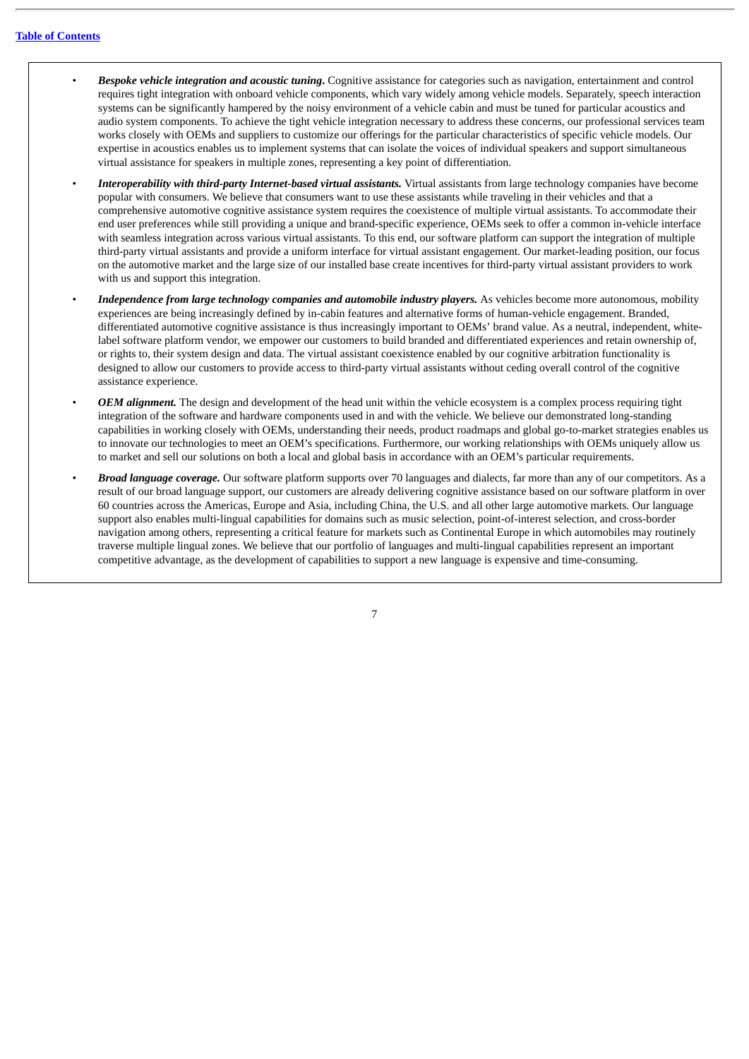- ***Bespoke vehicle integration and acoustic tuning.*** Cognitive assistance for categories such as navigation, entertainment and control requires tight integration with onboard vehicle components, which vary widely among vehicle models. Separately, speech interaction systems can be significantly hampered by the noisy environment of a vehicle cabin and must be tuned for particular acoustics and audio system components. To achieve the tight vehicle integration necessary to address these concerns, our professional services team works closely with OEMs and suppliers to customize our offerings for the particular characteristics of specific vehicle models. Our expertise in acoustics enables us to implement systems that can isolate the voices of individual speakers and support simultaneous virtual assistance for speakers in multiple zones, representing a key point of differentiation.
- ***Interoperability with third-party Internet-based virtual assistants.*** Virtual assistants from large technology companies have become popular with consumers. We believe that consumers want to use these assistants while traveling in their vehicles and that a comprehensive automotive cognitive assistance system requires the coexistence of multiple virtual assistants. To accommodate their end user preferences while still providing a unique and brand-specific experience, OEMs seek to offer a common in-vehicle interface with seamless integration across various virtual assistants. To this end, our software platform can support the integration of multiple third-party virtual assistants and provide a uniform interface for virtual assistant engagement. Our market-leading position, our focus on the automotive market and the large size of our installed base create incentives for third-party virtual assistant providers to work with us and support this integration.
- ***Independence from large technology companies and automobile industry players.*** As vehicles become more autonomous, mobility experiences are being increasingly defined by in-cabin features and alternative forms of human-vehicle engagement. Branded, differentiated automotive cognitive assistance is thus increasingly important to OEMs' brand value. As a neutral, independent, white-label software platform vendor, we empower our customers to build branded and differentiated experiences and retain ownership of, or rights to, their system design and data. The virtual assistant coexistence enabled by our cognitive arbitration functionality is designed to allow our customers to provide access to third-party virtual assistants without ceding overall control of the cognitive assistance experience.
- ***OEM alignment.*** The design and development of the head unit within the vehicle ecosystem is a complex process requiring tight integration of the software and hardware components used in and with the vehicle. We believe our demonstrated long-standing capabilities in working closely with OEMs, understanding their needs, product roadmaps and global go-to-market strategies enables us to innovate our technologies to meet an OEM's specifications. Furthermore, our working relationships with OEMs uniquely allow us to market and sell our solutions on both a local and global basis in accordance with an OEM's particular requirements.
- ***Broad language coverage.*** Our software platform supports over 70 languages and dialects, far more than any of our competitors. As a result of our broad language support, our customers are already delivering cognitive assistance based on our software platform in over 60 countries across the Americas, Europe and Asia, including China, the U.S. and all other large automotive markets. Our language support also enables multi-lingual capabilities for domains such as music selection, point-of-interest selection, and cross-border navigation among others, representing a critical feature for markets such as Continental Europe in which automobiles may routinely traverse multiple lingual zones. We believe that our portfolio of languages and multi-lingual capabilities represent an important competitive advantage, as the development of capabilities to support a new language is expensive and time-consuming.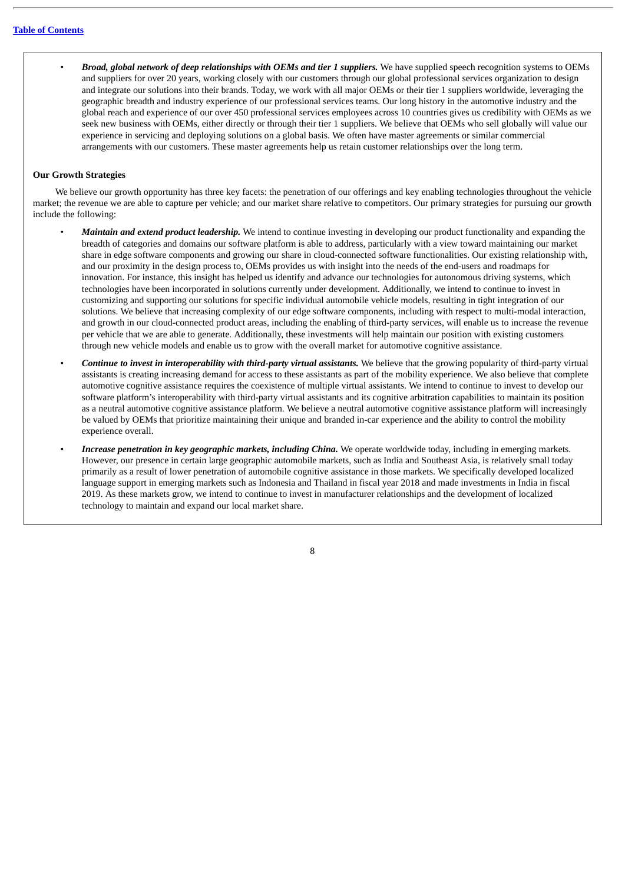- ***Broad, global network of deep relationships with OEMs and tier 1 suppliers.*** We have supplied speech recognition systems to OEMs and suppliers for over 20 years, working closely with our customers through our global professional services organization to design and integrate our solutions into their brands. Today, we work with all major OEMs or their tier 1 suppliers worldwide, leveraging the geographic breadth and industry experience of our professional services teams. Our long history in the automotive industry and the global reach and experience of our over 450 professional services employees across 10 countries gives us credibility with OEMs as we seek new business with OEMs, either directly or through their tier 1 suppliers. We believe that OEMs who sell globally will value our experience in servicing and deploying solutions on a global basis. We often have master agreements or similar commercial arrangements with our customers. These master agreements help us retain customer relationships over the long term.

**Our Growth Strategies**

We believe our growth opportunity has three key facets: the penetration of our offerings and key enabling technologies throughout the vehicle market; the revenue we are able to capture per vehicle; and our market share relative to competitors. Our primary strategies for pursuing our growth include the following:

- ***Maintain and extend product leadership.*** We intend to continue investing in developing our product functionality and expanding the breadth of categories and domains our software platform is able to address, particularly with a view toward maintaining our market share in edge software components and growing our share in cloud-connected software functionalities. Our existing relationship with, and our proximity in the design process to, OEMs provides us with insight into the needs of the end-users and roadmaps for innovation. For instance, this insight has helped us identify and advance our technologies for autonomous driving systems, which technologies have been incorporated in solutions currently under development. Additionally, we intend to continue to invest in customizing and supporting our solutions for specific individual automobile vehicle models, resulting in tight integration of our solutions. We believe that increasing complexity of our edge software components, including with respect to multi-modal interaction, and growth in our cloud-connected product areas, including the enabling of third-party services, will enable us to increase the revenue per vehicle that we are able to generate. Additionally, these investments will help maintain our position with existing customers through new vehicle models and enable us to grow with the overall market for automotive cognitive assistance.
- ***Continue to invest in interoperability with third-party virtual assistants.*** We believe that the growing popularity of third-party virtual assistants is creating increasing demand for access to these assistants as part of the mobility experience. We also believe that complete automotive cognitive assistance requires the coexistence of multiple virtual assistants. We intend to continue to invest to develop our software platform's interoperability with third-party virtual assistants and its cognitive arbitration capabilities to maintain its position as a neutral automotive cognitive assistance platform. We believe a neutral automotive cognitive assistance platform will increasingly be valued by OEMs that prioritize maintaining their unique and branded in-car experience and the ability to control the mobility experience overall.
- ***Increase penetration in key geographic markets, including China.*** We operate worldwide today, including in emerging markets. However, our presence in certain large geographic automobile markets, such as India and Southeast Asia, is relatively small today primarily as a result of lower penetration of automobile cognitive assistance in those markets. We specifically developed localized language support in emerging markets such as Indonesia and Thailand in fiscal year 2018 and made investments in India in fiscal 2019. As these markets grow, we intend to continue to invest in manufacturer relationships and the development of localized technology to maintain and expand our local market share.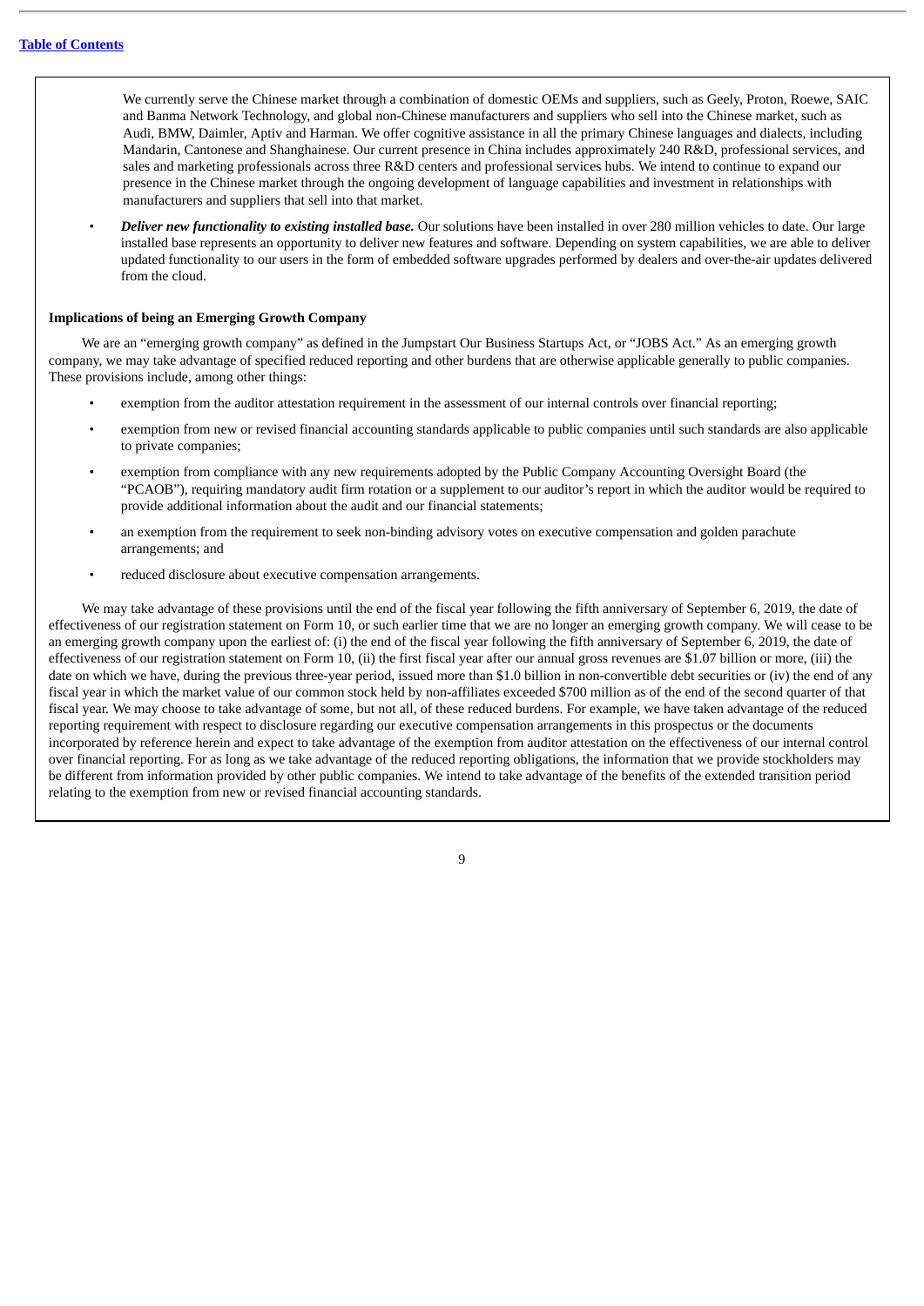We currently serve the Chinese market through a combination of domestic OEMs and suppliers, such as Geely, Proton, Roewe, SAIC and Banma Network Technology, and global non-Chinese manufacturers and suppliers who sell into the Chinese market, such as Audi, BMW, Daimler, Aptiv and Harman. We offer cognitive assistance in all the primary Chinese languages and dialects, including Mandarin, Cantonese and Shanghainese. Our current presence in China includes approximately 240 R&D, professional services, and sales and marketing professionals across three R&D centers and professional services hubs. We intend to continue to expand our presence in the Chinese market through the ongoing development of language capabilities and investment in relationships with manufacturers and suppliers that sell into that market.

- ***Deliver new functionality to existing installed base.*** Our solutions have been installed in over 280 million vehicles to date. Our large installed base represents an opportunity to deliver new features and software. Depending on system capabilities, we are able to deliver updated functionality to our users in the form of embedded software upgrades performed by dealers and over-the-air updates delivered from the cloud.

**Implications of being an Emerging Growth Company**

We are an "emerging growth company" as defined in the Jumpstart Our Business Startups Act, or "JOBS Act." As an emerging growth company, we may take advantage of specified reduced reporting and other burdens that are otherwise applicable generally to public companies. These provisions include, among other things:

- exemption from the auditor attestation requirement in the assessment of our internal controls over financial reporting;
- exemption from new or revised financial accounting standards applicable to public companies until such standards are also applicable to private companies;
- exemption from compliance with any new requirements adopted by the Public Company Accounting Oversight Board (the "PCAOB"), requiring mandatory audit firm rotation or a supplement to our auditor's report in which the auditor would be required to provide additional information about the audit and our financial statements;
- an exemption from the requirement to seek non-binding advisory votes on executive compensation and golden parachute arrangements; and
- reduced disclosure about executive compensation arrangements.

We may take advantage of these provisions until the end of the fiscal year following the fifth anniversary of September 6, 2019, the date of effectiveness of our registration statement on Form 10, or such earlier time that we are no longer an emerging growth company. We will cease to be an emerging growth company upon the earliest of: (i) the end of the fiscal year following the fifth anniversary of September 6, 2019, the date of effectiveness of our registration statement on Form 10, (ii) the first fiscal year after our annual gross revenues are $1.07 billion or more, (iii) the date on which we have, during the previous three-year period, issued more than $1.0 billion in non-convertible debt securities or (iv) the end of any fiscal year in which the market value of our common stock held by non-affiliates exceeded $700 million as of the end of the second quarter of that fiscal year. We may choose to take advantage of some, but not all, of these reduced burdens. For example, we have taken advantage of the reduced reporting requirement with respect to disclosure regarding our executive compensation arrangements in this prospectus or the documents incorporated by reference herein and expect to take advantage of the exemption from auditor attestation on the effectiveness of our internal control over financial reporting. For as long as we take advantage of the reduced reporting obligations, the information that we provide stockholders may be different from information provided by other public companies. We intend to take advantage of the benefits of the extended transition period relating to the exemption from new or revised financial accounting standards.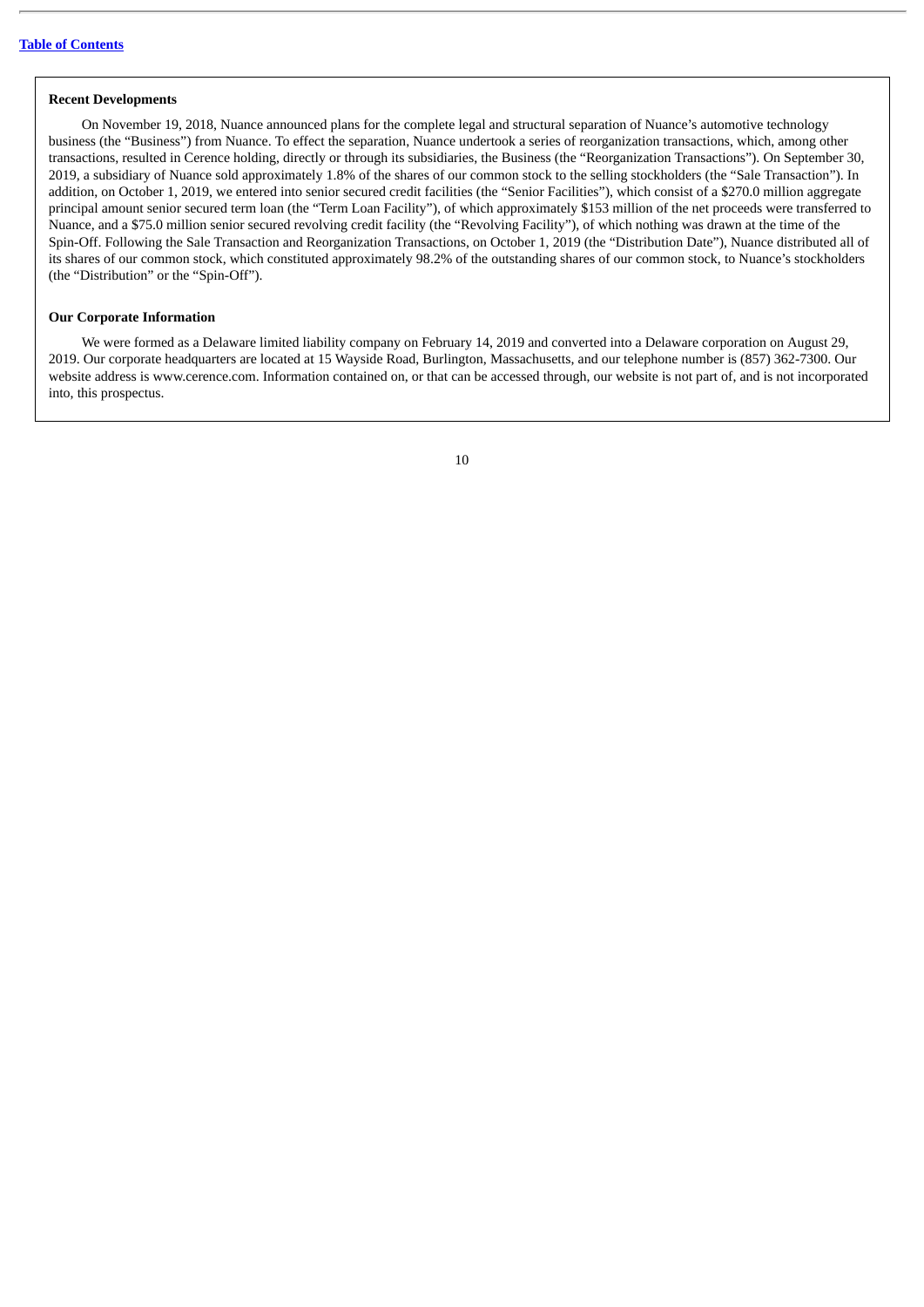### Recent Developments

On November 19, 2018, Nuance announced plans for the complete legal and structural separation of Nuance's automotive technology business (the "Business") from Nuance. To effect the separation, Nuance undertook a series of reorganization transactions, which, among other transactions, resulted in Cerence holding, directly or through its subsidiaries, the Business (the "Reorganization Transactions"). On September 30, 2019, a subsidiary of Nuance sold approximately 1.8% of the shares of our common stock to the selling stockholders (the "Sale Transaction"). In addition, on October 1, 2019, we entered into senior secured credit facilities (the "Senior Facilities"), which consist of a $270.0 million aggregate principal amount senior secured term loan (the "Term Loan Facility"), of which approximately $153 million of the net proceeds were transferred to Nuance, and a $75.0 million senior secured revolving credit facility (the "Revolving Facility"), of which nothing was drawn at the time of the Spin-Off. Following the Sale Transaction and Reorganization Transactions, on October 1, 2019 (the "Distribution Date"), Nuance distributed all of its shares of our common stock, which constituted approximately 98.2% of the outstanding shares of our common stock, to Nuance's stockholders (the "Distribution" or the "Spin-Off").

### Our Corporate Information

We were formed as a Delaware limited liability company on February 14, 2019 and converted into a Delaware corporation on August 29, 2019. Our corporate headquarters are located at 15 Wayside Road, Burlington, Massachusetts, and our telephone number is (857) 362-7300. Our website address is www.cerence.com. Information contained on, or that can be accessed through, our website is not part of, and is not incorporated into, this prospectus.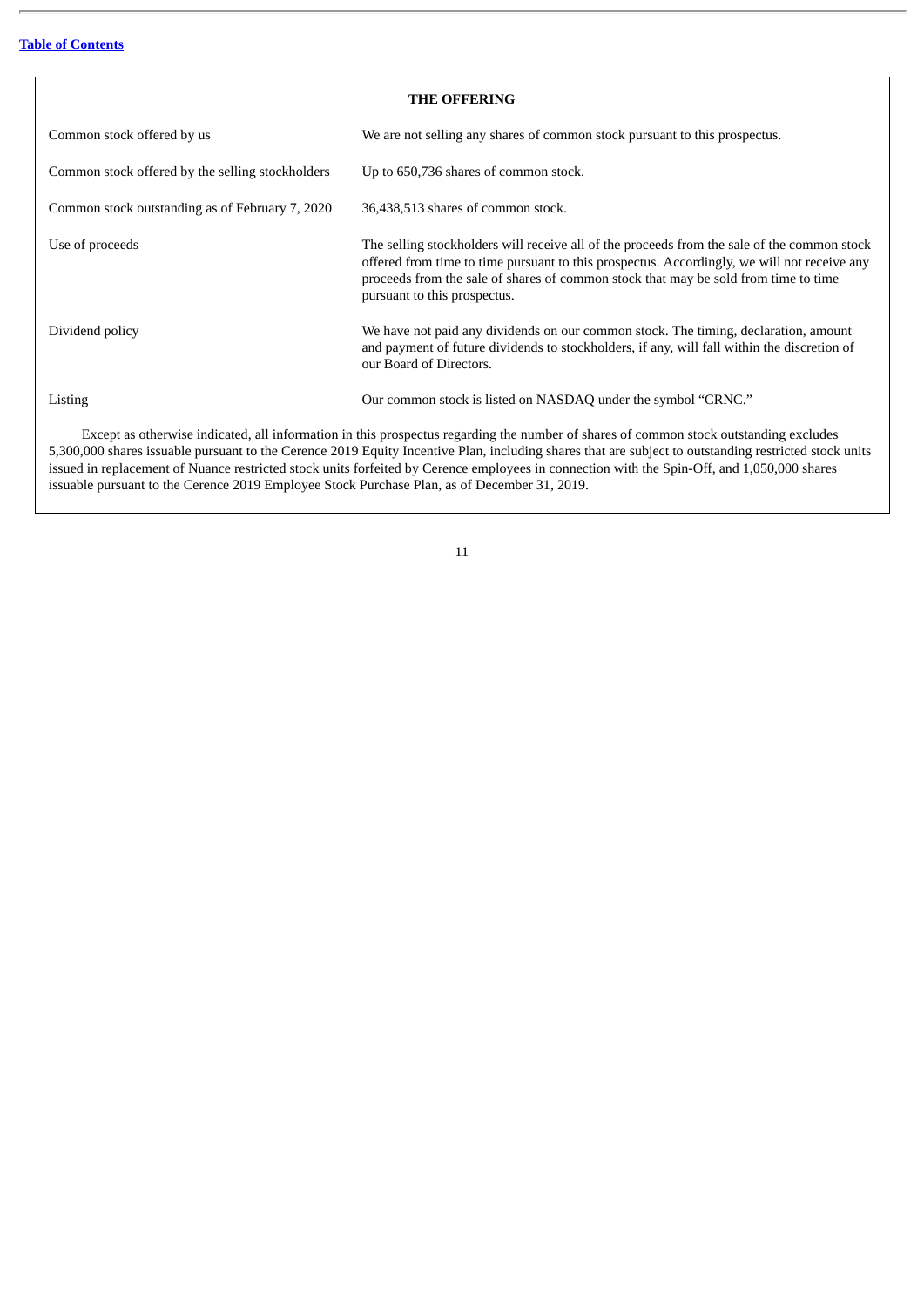## THE OFFERING

| | |
|---|---|
| Common stock offered by us | We are not selling any shares of common stock pursuant to this prospectus. |
| Common stock offered by the selling stockholders | Up to 650,736 shares of common stock. |
| Common stock outstanding as of February 7, 2020 | 36,438,513 shares of common stock. |
| Use of proceeds | The selling stockholders will receive all of the proceeds from the sale of the common stock offered from time to time pursuant to this prospectus. Accordingly, we will not receive any proceeds from the sale of shares of common stock that may be sold from time to time pursuant to this prospectus. |
| Dividend policy | We have not paid any dividends on our common stock. The timing, declaration, amount and payment of future dividends to stockholders, if any, will fall within the discretion of our Board of Directors. |
| Listing | Our common stock is listed on NASDAQ under the symbol "CRNC." |

Except as otherwise indicated, all information in this prospectus regarding the number of shares of common stock outstanding excludes 5,300,000 shares issuable pursuant to the Cerence 2019 Equity Incentive Plan, including shares that are subject to outstanding restricted stock units issued in replacement of Nuance restricted stock units forfeited by Cerence employees in connection with the Spin-Off, and 1,050,000 shares issuable pursuant to the Cerence 2019 Employee Stock Purchase Plan, as of December 31, 2019.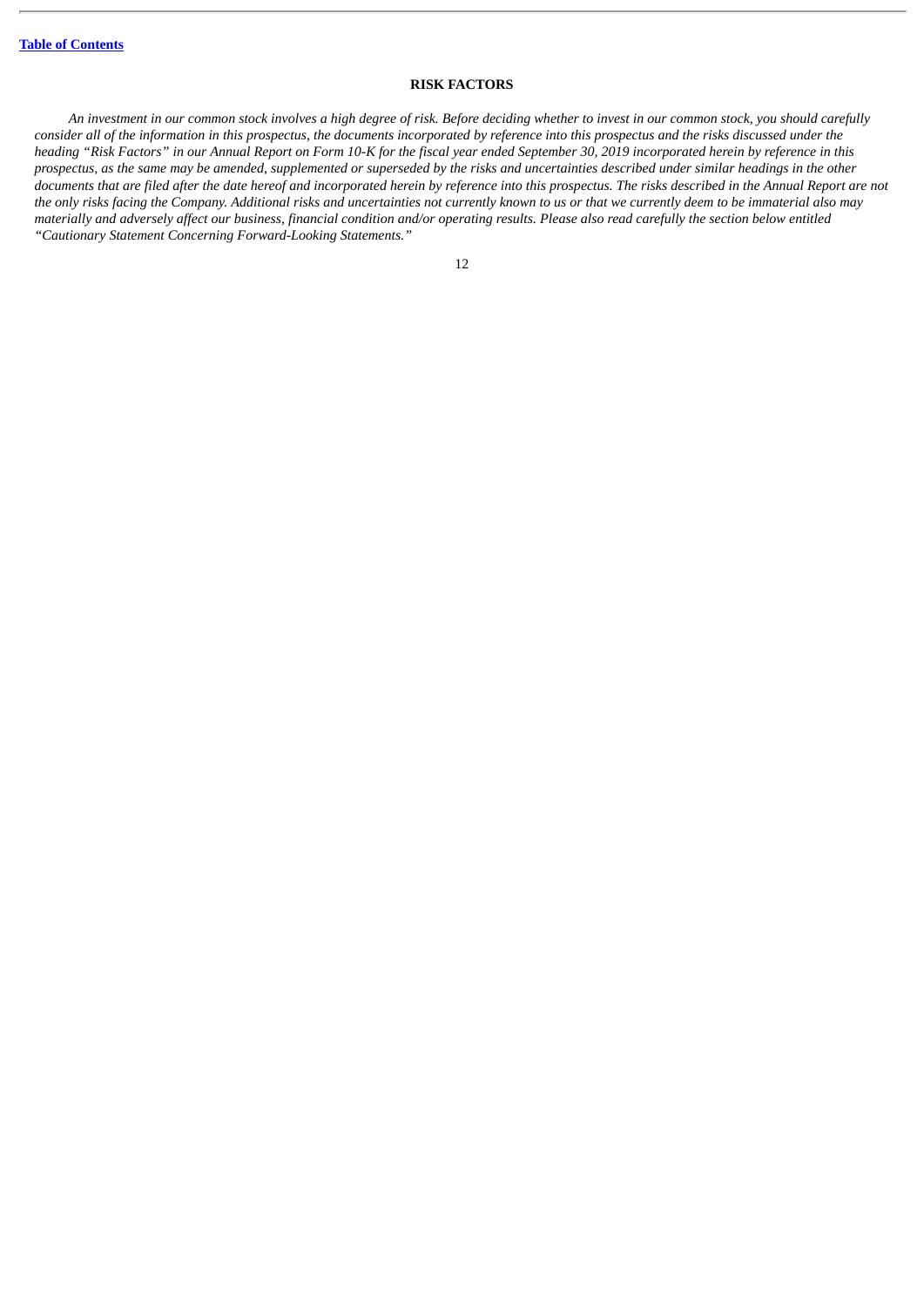[Table of Contents](#)

## RISK FACTORS

*An investment in our common stock involves a high degree of risk. Before deciding whether to invest in our common stock, you should carefully consider all of the information in this prospectus, the documents incorporated by reference into this prospectus and the risks discussed under the heading "Risk Factors" in our Annual Report on Form 10-K for the fiscal year ended September 30, 2019 incorporated herein by reference in this prospectus, as the same may be amended, supplemented or superseded by the risks and uncertainties described under similar headings in the other documents that are filed after the date hereof and incorporated herein by reference into this prospectus. The risks described in the Annual Report are not the only risks facing the Company. Additional risks and uncertainties not currently known to us or that we currently deem to be immaterial also may materially and adversely affect our business, financial condition and/or operating results. Please also read carefully the section below entitled "Cautionary Statement Concerning Forward-Looking Statements."*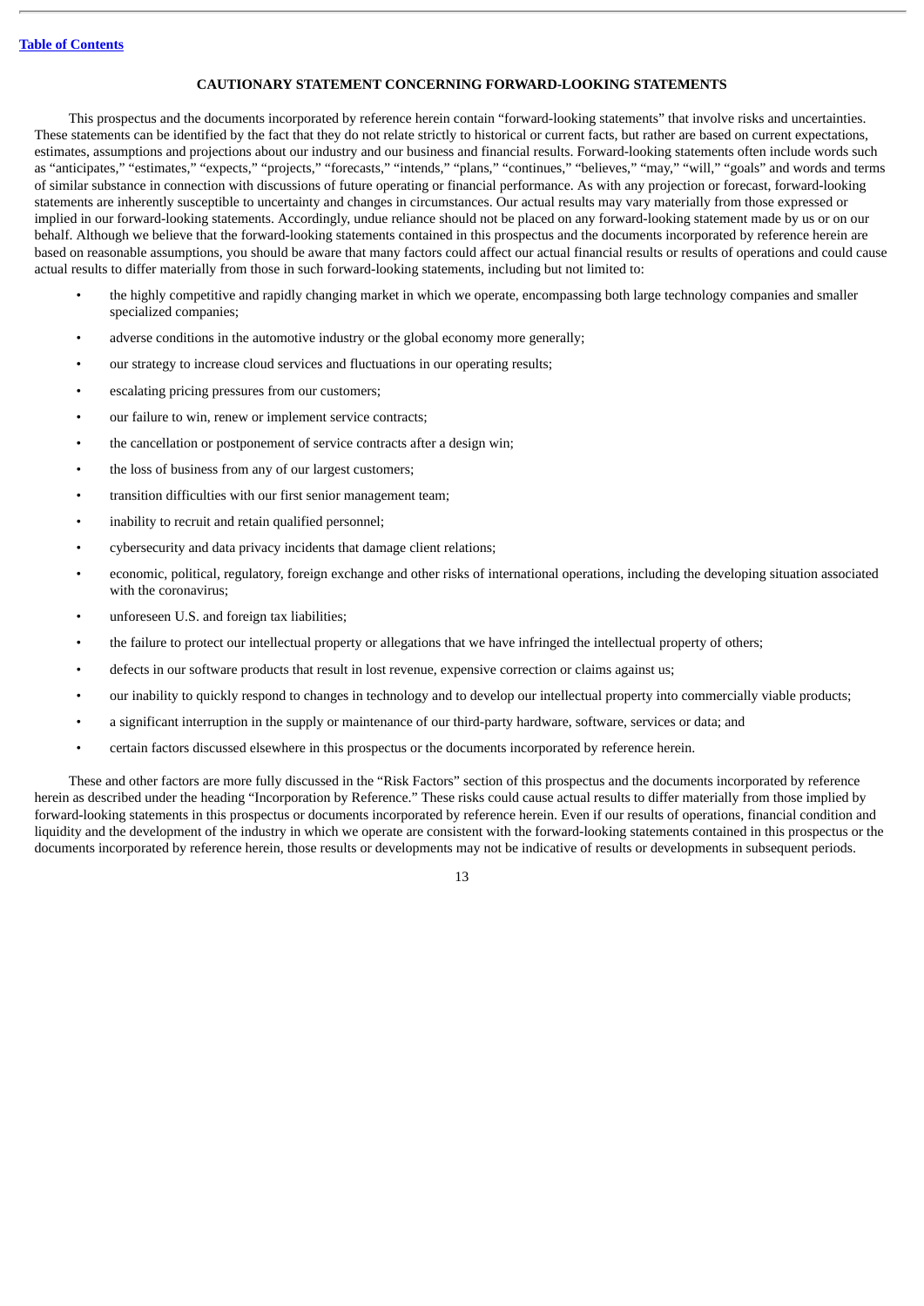## CAUTIONARY STATEMENT CONCERNING FORWARD-LOOKING STATEMENTS

This prospectus and the documents incorporated by reference herein contain "forward-looking statements" that involve risks and uncertainties. These statements can be identified by the fact that they do not relate strictly to historical or current facts, but rather are based on current expectations, estimates, assumptions and projections about our industry and our business and financial results. Forward-looking statements often include words such as "anticipates," "estimates," "expects," "projects," "forecasts," "intends," "plans," "continues," "believes," "may," "will," "goals" and words and terms of similar substance in connection with discussions of future operating or financial performance. As with any projection or forecast, forward-looking statements are inherently susceptible to uncertainty and changes in circumstances. Our actual results may vary materially from those expressed or implied in our forward-looking statements. Accordingly, undue reliance should not be placed on any forward-looking statement made by us or on our behalf. Although we believe that the forward-looking statements contained in this prospectus and the documents incorporated by reference herein are based on reasonable assumptions, you should be aware that many factors could affect our actual financial results or results of operations and could cause actual results to differ materially from those in such forward-looking statements, including but not limited to:

- the highly competitive and rapidly changing market in which we operate, encompassing both large technology companies and smaller specialized companies;
- adverse conditions in the automotive industry or the global economy more generally;
- our strategy to increase cloud services and fluctuations in our operating results;
- escalating pricing pressures from our customers;
- our failure to win, renew or implement service contracts;
- the cancellation or postponement of service contracts after a design win;
- the loss of business from any of our largest customers;
- transition difficulties with our first senior management team;
- inability to recruit and retain qualified personnel;
- cybersecurity and data privacy incidents that damage client relations;
- economic, political, regulatory, foreign exchange and other risks of international operations, including the developing situation associated with the coronavirus;
- unforeseen U.S. and foreign tax liabilities;
- the failure to protect our intellectual property or allegations that we have infringed the intellectual property of others;
- defects in our software products that result in lost revenue, expensive correction or claims against us;
- our inability to quickly respond to changes in technology and to develop our intellectual property into commercially viable products;
- a significant interruption in the supply or maintenance of our third-party hardware, software, services or data; and
- certain factors discussed elsewhere in this prospectus or the documents incorporated by reference herein.

These and other factors are more fully discussed in the "Risk Factors" section of this prospectus and the documents incorporated by reference herein as described under the heading "Incorporation by Reference." These risks could cause actual results to differ materially from those implied by forward-looking statements in this prospectus or documents incorporated by reference herein. Even if our results of operations, financial condition and liquidity and the development of the industry in which we operate are consistent with the forward-looking statements contained in this prospectus or the documents incorporated by reference herein, those results or developments may not be indicative of results or developments in subsequent periods.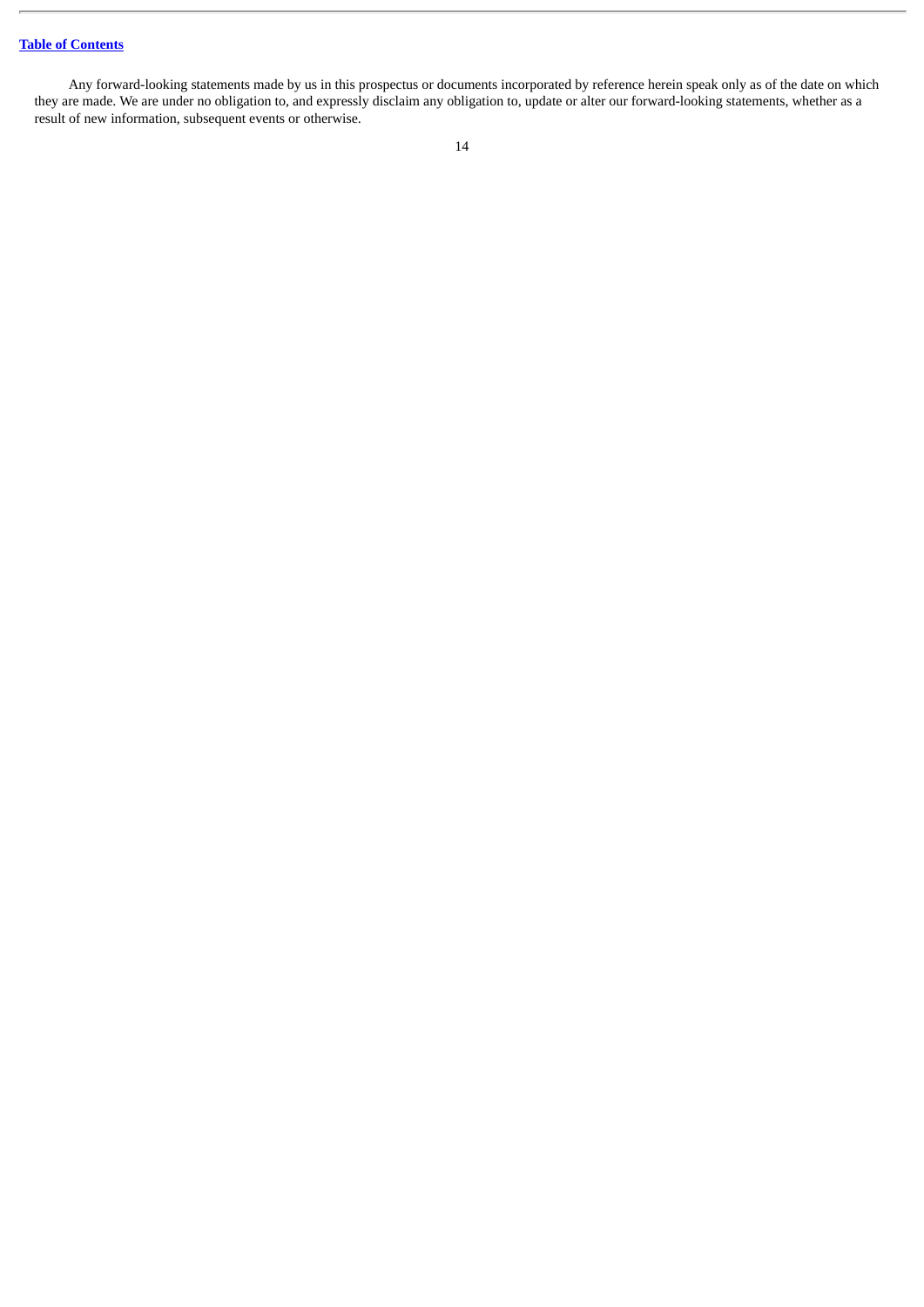Any forward-looking statements made by us in this prospectus or documents incorporated by reference herein speak only as of the date on which they are made. We are under no obligation to, and expressly disclaim any obligation to, update or alter our forward-looking statements, whether as a result of new information, subsequent events or otherwise.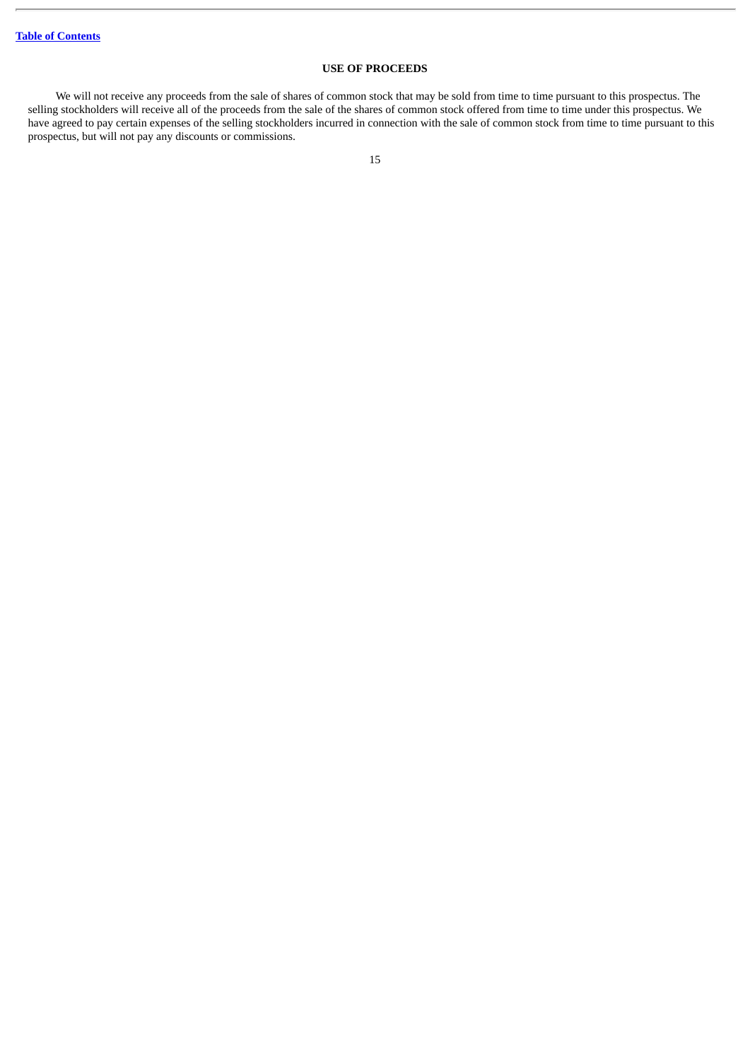## USE OF PROCEEDS

We will not receive any proceeds from the sale of shares of common stock that may be sold from time to time pursuant to this prospectus. The selling stockholders will receive all of the proceeds from the sale of the shares of common stock offered from time to time under this prospectus. We have agreed to pay certain expenses of the selling stockholders incurred in connection with the sale of common stock from time to time pursuant to this prospectus, but will not pay any discounts or commissions.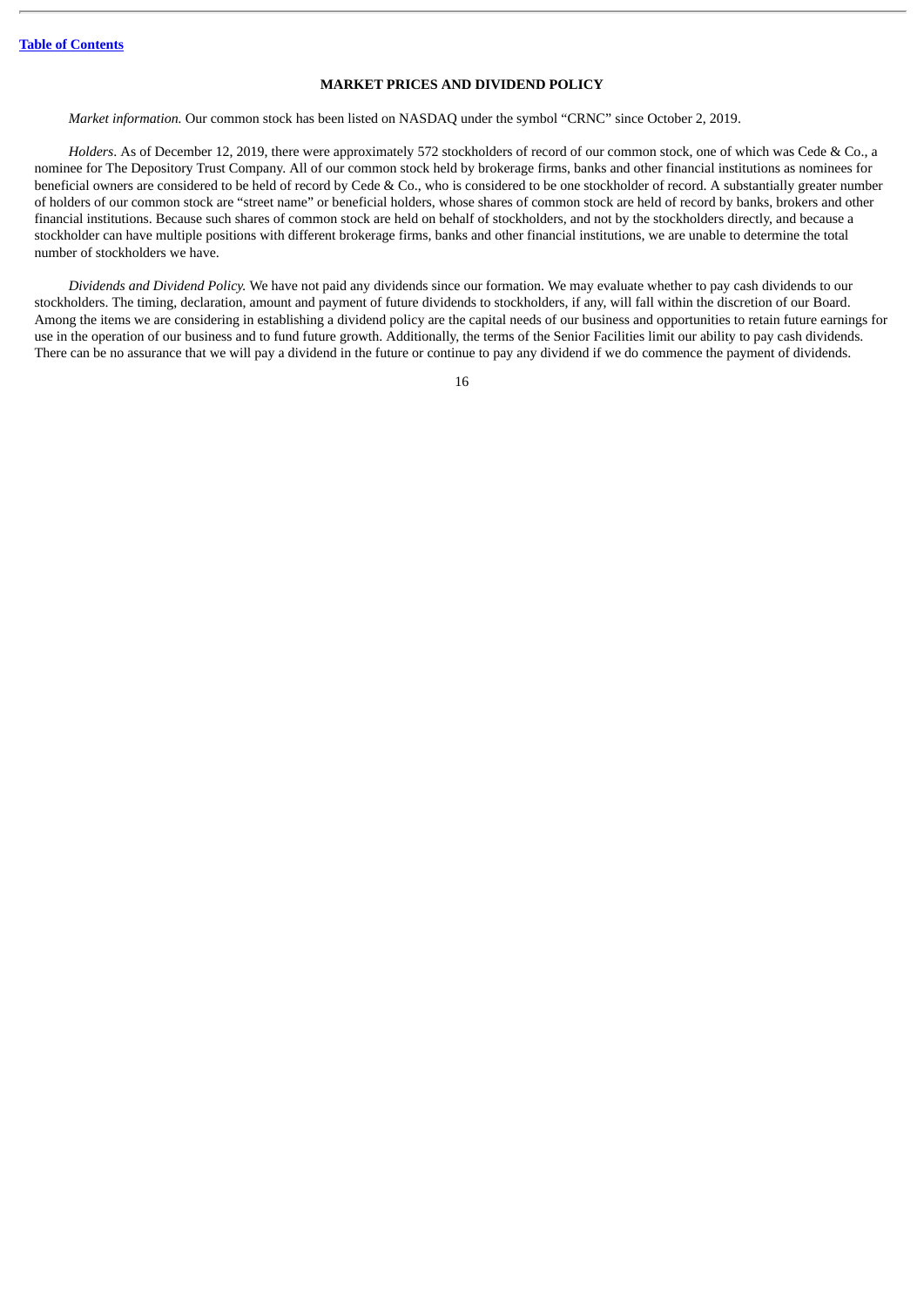## MARKET PRICES AND DIVIDEND POLICY

*Market information.* Our common stock has been listed on NASDAQ under the symbol "CRNC" since October 2, 2019.

*Holders*. As of December 12, 2019, there were approximately 572 stockholders of record of our common stock, one of which was Cede & Co., a nominee for The Depository Trust Company. All of our common stock held by brokerage firms, banks and other financial institutions as nominees for beneficial owners are considered to be held of record by Cede & Co., who is considered to be one stockholder of record. A substantially greater number of holders of our common stock are "street name" or beneficial holders, whose shares of common stock are held of record by banks, brokers and other financial institutions. Because such shares of common stock are held on behalf of stockholders, and not by the stockholders directly, and because a stockholder can have multiple positions with different brokerage firms, banks and other financial institutions, we are unable to determine the total number of stockholders we have.

*Dividends and Dividend Policy.* We have not paid any dividends since our formation. We may evaluate whether to pay cash dividends to our stockholders. The timing, declaration, amount and payment of future dividends to stockholders, if any, will fall within the discretion of our Board. Among the items we are considering in establishing a dividend policy are the capital needs of our business and opportunities to retain future earnings for use in the operation of our business and to fund future growth. Additionally, the terms of the Senior Facilities limit our ability to pay cash dividends. There can be no assurance that we will pay a dividend in the future or continue to pay any dividend if we do commence the payment of dividends.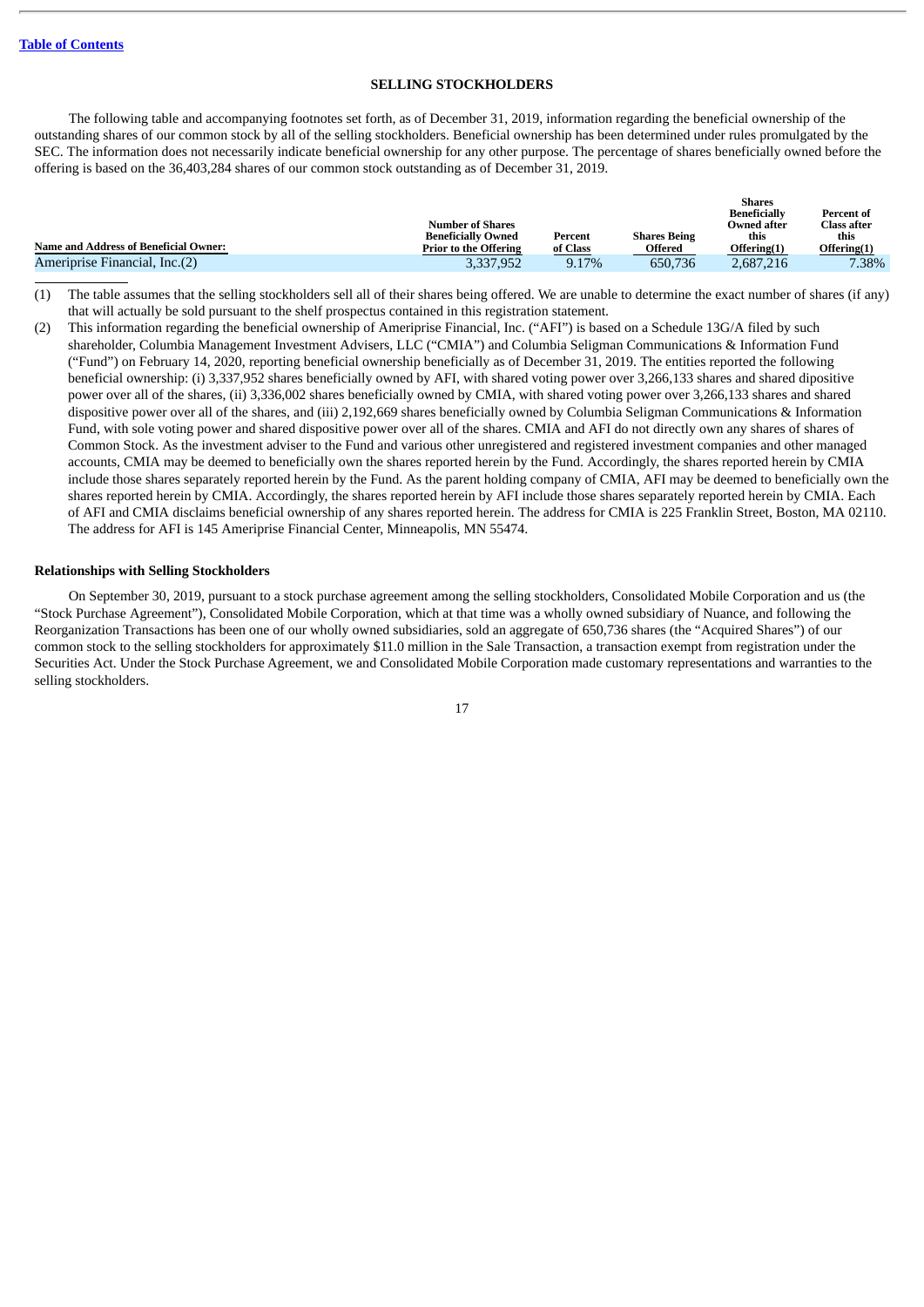[Table of Contents](#)

## SELLING STOCKHOLDERS

The following table and accompanying footnotes set forth, as of December 31, 2019, information regarding the beneficial ownership of the outstanding shares of our common stock by all of the selling stockholders. Beneficial ownership has been determined under rules promulgated by the SEC. The information does not necessarily indicate beneficial ownership for any other purpose. The percentage of shares beneficially owned before the offering is based on the 36,403,284 shares of our common stock outstanding as of December 31, 2019.

| Name and Address of Beneficial Owner: | Number of Shares Beneficially Owned Prior to the Offering | Percent of Class | Shares Being Offered | Shares Beneficially Owned after this Offering(1) | Percent of Class after this Offering(1) |
|---|---|---|---|---|---|
| Ameriprise Financial, Inc.(2) | 3,337,952 | 9.17% | 650,736 | 2,687,216 | 7.38% |

(1) The table assumes that the selling stockholders sell all of their shares being offered. We are unable to determine the exact number of shares (if any) that will actually be sold pursuant to the shelf prospectus contained in this registration statement.

(2) This information regarding the beneficial ownership of Ameriprise Financial, Inc. ("AFI") is based on a Schedule 13G/A filed by such shareholder, Columbia Management Investment Advisers, LLC ("CMIA") and Columbia Seligman Communications & Information Fund ("Fund") on February 14, 2020, reporting beneficial ownership beneficially as of December 31, 2019. The entities reported the following beneficial ownership: (i) 3,337,952 shares beneficially owned by AFI, with shared voting power over 3,266,133 shares and shared dipositive power over all of the shares, (ii) 3,336,002 shares beneficially owned by CMIA, with shared voting power over 3,266,133 shares and shared dispositive power over all of the shares, and (iii) 2,192,669 shares beneficially owned by Columbia Seligman Communications & Information Fund, with sole voting power and shared dispositive power over all of the shares. CMIA and AFI do not directly own any shares of shares of Common Stock. As the investment adviser to the Fund and various other unregistered and registered investment companies and other managed accounts, CMIA may be deemed to beneficially own the shares reported herein by the Fund. Accordingly, the shares reported herein by CMIA include those shares separately reported herein by the Fund. As the parent holding company of CMIA, AFI may be deemed to beneficially own the shares reported herein by CMIA. Accordingly, the shares reported herein by AFI include those shares separately reported herein by CMIA. Each of AFI and CMIA disclaims beneficial ownership of any shares reported herein. The address for CMIA is 225 Franklin Street, Boston, MA 02110. The address for AFI is 145 Ameriprise Financial Center, Minneapolis, MN 55474.

### Relationships with Selling Stockholders

On September 30, 2019, pursuant to a stock purchase agreement among the selling stockholders, Consolidated Mobile Corporation and us (the "Stock Purchase Agreement"), Consolidated Mobile Corporation, which at that time was a wholly owned subsidiary of Nuance, and following the Reorganization Transactions has been one of our wholly owned subsidiaries, sold an aggregate of 650,736 shares (the "Acquired Shares") of our common stock to the selling stockholders for approximately $11.0 million in the Sale Transaction, a transaction exempt from registration under the Securities Act. Under the Stock Purchase Agreement, we and Consolidated Mobile Corporation made customary representations and warranties to the selling stockholders.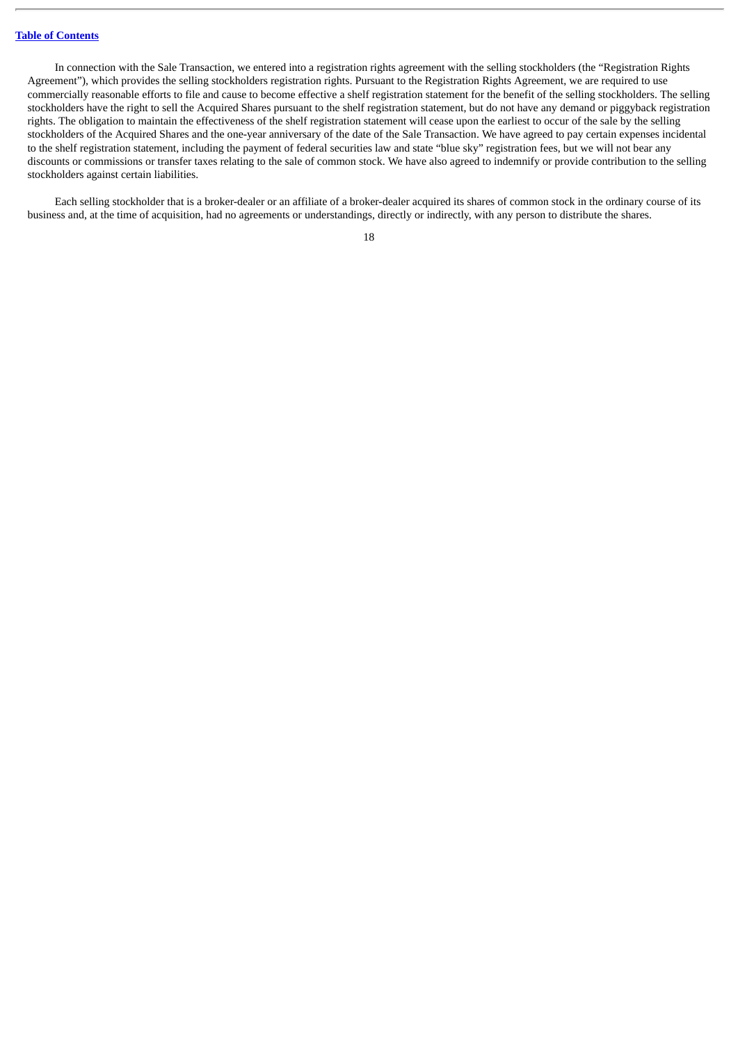In connection with the Sale Transaction, we entered into a registration rights agreement with the selling stockholders (the "Registration Rights Agreement"), which provides the selling stockholders registration rights. Pursuant to the Registration Rights Agreement, we are required to use commercially reasonable efforts to file and cause to become effective a shelf registration statement for the benefit of the selling stockholders. The selling stockholders have the right to sell the Acquired Shares pursuant to the shelf registration statement, but do not have any demand or piggyback registration rights. The obligation to maintain the effectiveness of the shelf registration statement will cease upon the earliest to occur of the sale by the selling stockholders of the Acquired Shares and the one-year anniversary of the date of the Sale Transaction. We have agreed to pay certain expenses incidental to the shelf registration statement, including the payment of federal securities law and state "blue sky" registration fees, but we will not bear any discounts or commissions or transfer taxes relating to the sale of common stock. We have also agreed to indemnify or provide contribution to the selling stockholders against certain liabilities.

Each selling stockholder that is a broker-dealer or an affiliate of a broker-dealer acquired its shares of common stock in the ordinary course of its business and, at the time of acquisition, had no agreements or understandings, directly or indirectly, with any person to distribute the shares.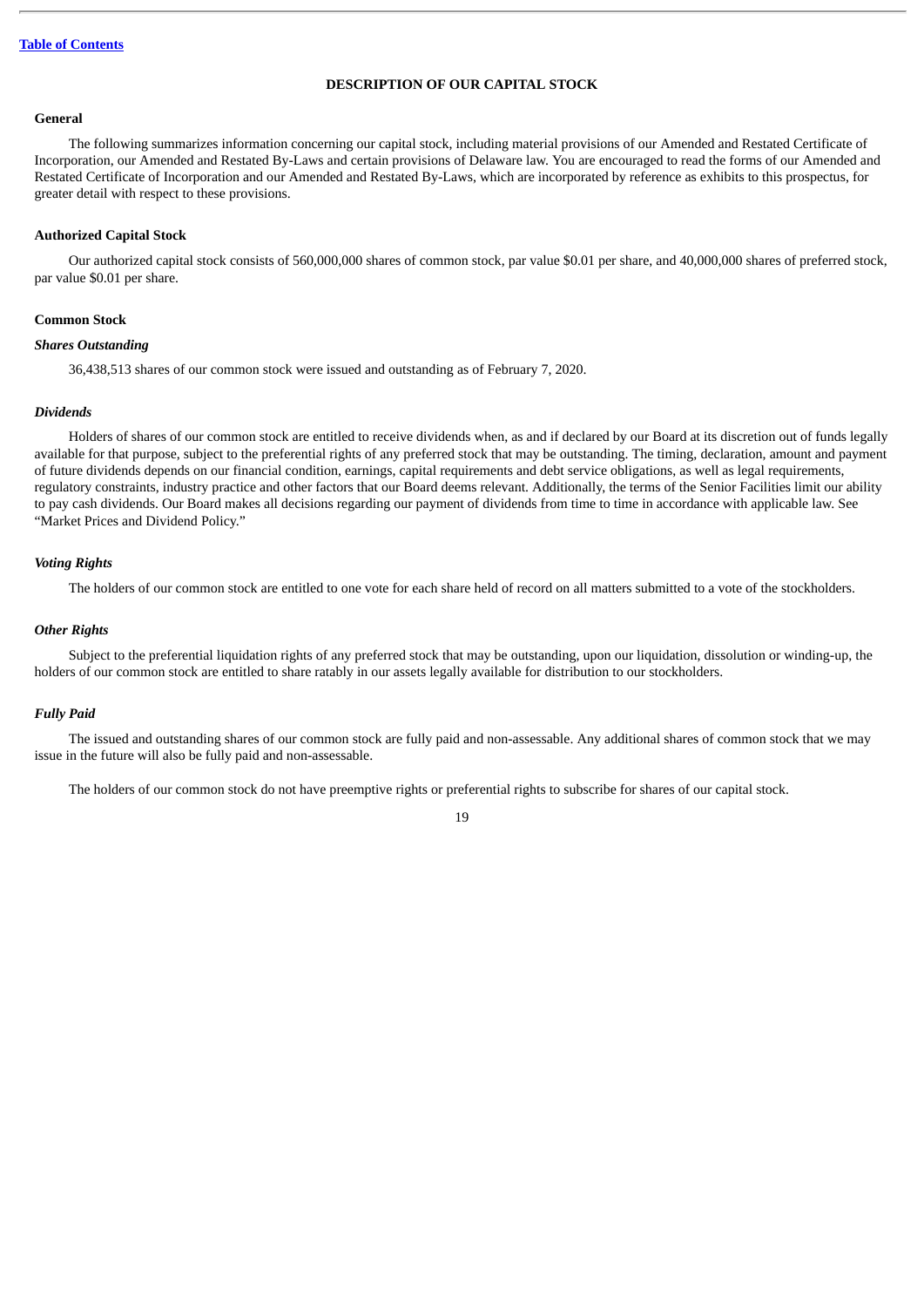## DESCRIPTION OF OUR CAPITAL STOCK

### General

The following summarizes information concerning our capital stock, including material provisions of our Amended and Restated Certificate of Incorporation, our Amended and Restated By-Laws and certain provisions of Delaware law. You are encouraged to read the forms of our Amended and Restated Certificate of Incorporation and our Amended and Restated By-Laws, which are incorporated by reference as exhibits to this prospectus, for greater detail with respect to these provisions.

### Authorized Capital Stock

Our authorized capital stock consists of 560,000,000 shares of common stock, par value $0.01 per share, and 40,000,000 shares of preferred stock, par value $0.01 per share.

### Common Stock

#### *Shares Outstanding*

36,438,513 shares of our common stock were issued and outstanding as of February 7, 2020.

#### *Dividends*

Holders of shares of our common stock are entitled to receive dividends when, as and if declared by our Board at its discretion out of funds legally available for that purpose, subject to the preferential rights of any preferred stock that may be outstanding. The timing, declaration, amount and payment of future dividends depends on our financial condition, earnings, capital requirements and debt service obligations, as well as legal requirements, regulatory constraints, industry practice and other factors that our Board deems relevant. Additionally, the terms of the Senior Facilities limit our ability to pay cash dividends. Our Board makes all decisions regarding our payment of dividends from time to time in accordance with applicable law. See "Market Prices and Dividend Policy."

#### *Voting Rights*

The holders of our common stock are entitled to one vote for each share held of record on all matters submitted to a vote of the stockholders.

#### *Other Rights*

Subject to the preferential liquidation rights of any preferred stock that may be outstanding, upon our liquidation, dissolution or winding-up, the holders of our common stock are entitled to share ratably in our assets legally available for distribution to our stockholders.

#### *Fully Paid*

The issued and outstanding shares of our common stock are fully paid and non-assessable. Any additional shares of common stock that we may issue in the future will also be fully paid and non-assessable.

The holders of our common stock do not have preemptive rights or preferential rights to subscribe for shares of our capital stock.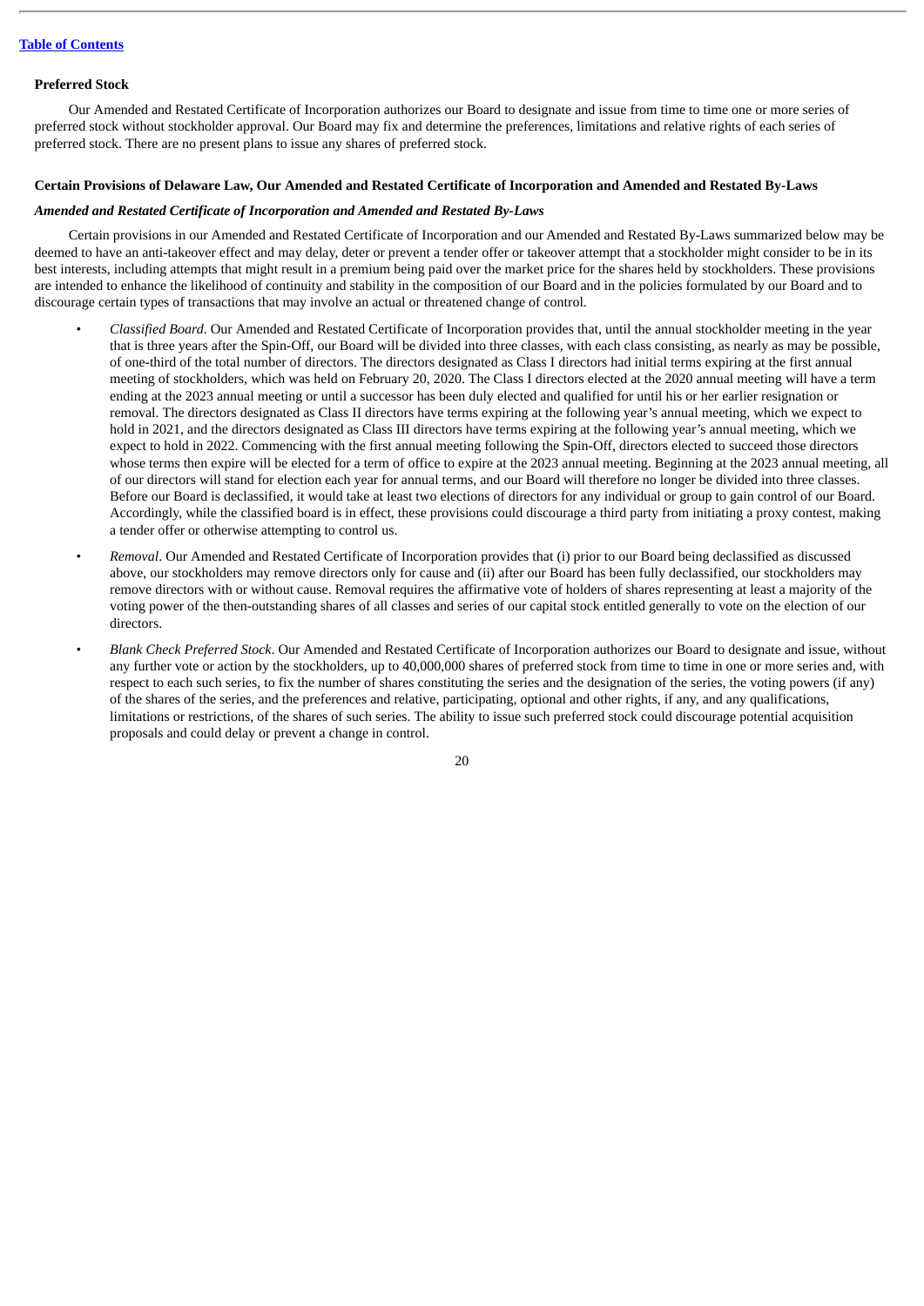### Preferred Stock

Our Amended and Restated Certificate of Incorporation authorizes our Board to designate and issue from time to time one or more series of preferred stock without stockholder approval. Our Board may fix and determine the preferences, limitations and relative rights of each series of preferred stock. There are no present plans to issue any shares of preferred stock.

### Certain Provisions of Delaware Law, Our Amended and Restated Certificate of Incorporation and Amended and Restated By-Laws

#### *Amended and Restated Certificate of Incorporation and Amended and Restated By-Laws*

Certain provisions in our Amended and Restated Certificate of Incorporation and our Amended and Restated By-Laws summarized below may be deemed to have an anti-takeover effect and may delay, deter or prevent a tender offer or takeover attempt that a stockholder might consider to be in its best interests, including attempts that might result in a premium being paid over the market price for the shares held by stockholders. These provisions are intended to enhance the likelihood of continuity and stability in the composition of our Board and in the policies formulated by our Board and to discourage certain types of transactions that may involve an actual or threatened change of control.

- *Classified Board*. Our Amended and Restated Certificate of Incorporation provides that, until the annual stockholder meeting in the year that is three years after the Spin-Off, our Board will be divided into three classes, with each class consisting, as nearly as may be possible, of one-third of the total number of directors. The directors designated as Class I directors had initial terms expiring at the first annual meeting of stockholders, which was held on February 20, 2020. The Class I directors elected at the 2020 annual meeting will have a term ending at the 2023 annual meeting or until a successor has been duly elected and qualified for until his or her earlier resignation or removal. The directors designated as Class II directors have terms expiring at the following year's annual meeting, which we expect to hold in 2021, and the directors designated as Class III directors have terms expiring at the following year's annual meeting, which we expect to hold in 2022. Commencing with the first annual meeting following the Spin-Off, directors elected to succeed those directors whose terms then expire will be elected for a term of office to expire at the 2023 annual meeting. Beginning at the 2023 annual meeting, all of our directors will stand for election each year for annual terms, and our Board will therefore no longer be divided into three classes. Before our Board is declassified, it would take at least two elections of directors for any individual or group to gain control of our Board. Accordingly, while the classified board is in effect, these provisions could discourage a third party from initiating a proxy contest, making a tender offer or otherwise attempting to control us.
- *Removal*. Our Amended and Restated Certificate of Incorporation provides that (i) prior to our Board being declassified as discussed above, our stockholders may remove directors only for cause and (ii) after our Board has been fully declassified, our stockholders may remove directors with or without cause. Removal requires the affirmative vote of holders of shares representing at least a majority of the voting power of the then-outstanding shares of all classes and series of our capital stock entitled generally to vote on the election of our directors.
- *Blank Check Preferred Stock*. Our Amended and Restated Certificate of Incorporation authorizes our Board to designate and issue, without any further vote or action by the stockholders, up to 40,000,000 shares of preferred stock from time to time in one or more series and, with respect to each such series, to fix the number of shares constituting the series and the designation of the series, the voting powers (if any) of the shares of the series, and the preferences and relative, participating, optional and other rights, if any, and any qualifications, limitations or restrictions, of the shares of such series. The ability to issue such preferred stock could discourage potential acquisition proposals and could delay or prevent a change in control.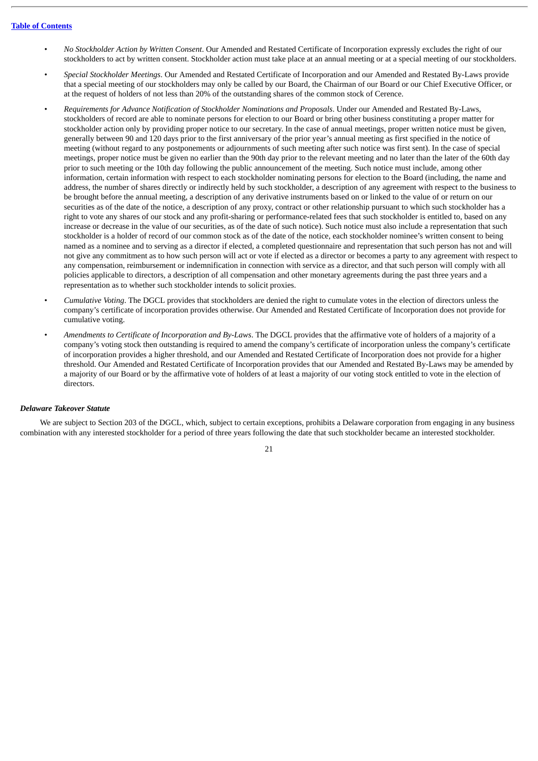- *No Stockholder Action by Written Consent*. Our Amended and Restated Certificate of Incorporation expressly excludes the right of our stockholders to act by written consent. Stockholder action must take place at an annual meeting or at a special meeting of our stockholders.
- *Special Stockholder Meetings*. Our Amended and Restated Certificate of Incorporation and our Amended and Restated By-Laws provide that a special meeting of our stockholders may only be called by our Board, the Chairman of our Board or our Chief Executive Officer, or at the request of holders of not less than 20% of the outstanding shares of the common stock of Cerence.
- *Requirements for Advance Notification of Stockholder Nominations and Proposals*. Under our Amended and Restated By-Laws, stockholders of record are able to nominate persons for election to our Board or bring other business constituting a proper matter for stockholder action only by providing proper notice to our secretary. In the case of annual meetings, proper written notice must be given, generally between 90 and 120 days prior to the first anniversary of the prior year's annual meeting as first specified in the notice of meeting (without regard to any postponements or adjournments of such meeting after such notice was first sent). In the case of special meetings, proper notice must be given no earlier than the 90th day prior to the relevant meeting and no later than the later of the 60th day prior to such meeting or the 10th day following the public announcement of the meeting. Such notice must include, among other information, certain information with respect to each stockholder nominating persons for election to the Board (including, the name and address, the number of shares directly or indirectly held by such stockholder, a description of any agreement with respect to the business to be brought before the annual meeting, a description of any derivative instruments based on or linked to the value of or return on our securities as of the date of the notice, a description of any proxy, contract or other relationship pursuant to which such stockholder has a right to vote any shares of our stock and any profit-sharing or performance-related fees that such stockholder is entitled to, based on any increase or decrease in the value of our securities, as of the date of such notice). Such notice must also include a representation that such stockholder is a holder of record of our common stock as of the date of the notice, each stockholder nominee's written consent to being named as a nominee and to serving as a director if elected, a completed questionnaire and representation that such person has not and will not give any commitment as to how such person will act or vote if elected as a director or becomes a party to any agreement with respect to any compensation, reimbursement or indemnification in connection with service as a director, and that such person will comply with all policies applicable to directors, a description of all compensation and other monetary agreements during the past three years and a representation as to whether such stockholder intends to solicit proxies.
- *Cumulative Voting*. The DGCL provides that stockholders are denied the right to cumulate votes in the election of directors unless the company's certificate of incorporation provides otherwise. Our Amended and Restated Certificate of Incorporation does not provide for cumulative voting.
- *Amendments to Certificate of Incorporation and By-Laws*. The DGCL provides that the affirmative vote of holders of a majority of a company's voting stock then outstanding is required to amend the company's certificate of incorporation unless the company's certificate of incorporation provides a higher threshold, and our Amended and Restated Certificate of Incorporation does not provide for a higher threshold. Our Amended and Restated Certificate of Incorporation provides that our Amended and Restated By-Laws may be amended by a majority of our Board or by the affirmative vote of holders of at least a majority of our voting stock entitled to vote in the election of directors.

***Delaware Takeover Statute***

We are subject to Section 203 of the DGCL, which, subject to certain exceptions, prohibits a Delaware corporation from engaging in any business combination with any interested stockholder for a period of three years following the date that such stockholder became an interested stockholder.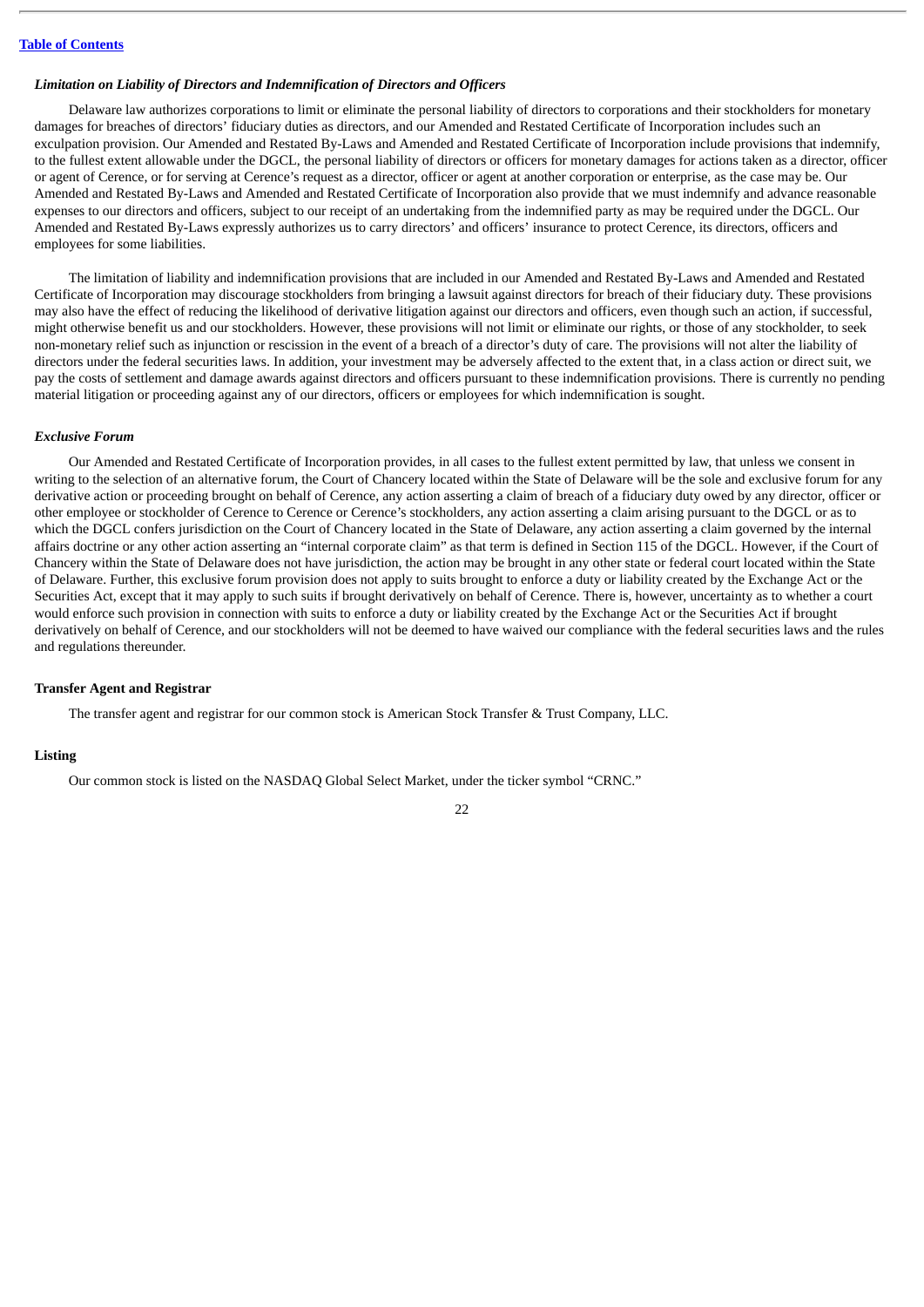### *Limitation on Liability of Directors and Indemnification of Directors and Officers*

Delaware law authorizes corporations to limit or eliminate the personal liability of directors to corporations and their stockholders for monetary damages for breaches of directors' fiduciary duties as directors, and our Amended and Restated Certificate of Incorporation includes such an exculpation provision. Our Amended and Restated By-Laws and Amended and Restated Certificate of Incorporation include provisions that indemnify, to the fullest extent allowable under the DGCL, the personal liability of directors or officers for monetary damages for actions taken as a director, officer or agent of Cerence, or for serving at Cerence's request as a director, officer or agent at another corporation or enterprise, as the case may be. Our Amended and Restated By-Laws and Amended and Restated Certificate of Incorporation also provide that we must indemnify and advance reasonable expenses to our directors and officers, subject to our receipt of an undertaking from the indemnified party as may be required under the DGCL. Our Amended and Restated By-Laws expressly authorizes us to carry directors' and officers' insurance to protect Cerence, its directors, officers and employees for some liabilities.

The limitation of liability and indemnification provisions that are included in our Amended and Restated By-Laws and Amended and Restated Certificate of Incorporation may discourage stockholders from bringing a lawsuit against directors for breach of their fiduciary duty. These provisions may also have the effect of reducing the likelihood of derivative litigation against our directors and officers, even though such an action, if successful, might otherwise benefit us and our stockholders. However, these provisions will not limit or eliminate our rights, or those of any stockholder, to seek non-monetary relief such as injunction or rescission in the event of a breach of a director's duty of care. The provisions will not alter the liability of directors under the federal securities laws. In addition, your investment may be adversely affected to the extent that, in a class action or direct suit, we pay the costs of settlement and damage awards against directors and officers pursuant to these indemnification provisions. There is currently no pending material litigation or proceeding against any of our directors, officers or employees for which indemnification is sought.

### *Exclusive Forum*

Our Amended and Restated Certificate of Incorporation provides, in all cases to the fullest extent permitted by law, that unless we consent in writing to the selection of an alternative forum, the Court of Chancery located within the State of Delaware will be the sole and exclusive forum for any derivative action or proceeding brought on behalf of Cerence, any action asserting a claim of breach of a fiduciary duty owed by any director, officer or other employee or stockholder of Cerence to Cerence or Cerence's stockholders, any action asserting a claim arising pursuant to the DGCL or as to which the DGCL confers jurisdiction on the Court of Chancery located in the State of Delaware, any action asserting a claim governed by the internal affairs doctrine or any other action asserting an "internal corporate claim" as that term is defined in Section 115 of the DGCL. However, if the Court of Chancery within the State of Delaware does not have jurisdiction, the action may be brought in any other state or federal court located within the State of Delaware. Further, this exclusive forum provision does not apply to suits brought to enforce a duty or liability created by the Exchange Act or the Securities Act, except that it may apply to such suits if brought derivatively on behalf of Cerence. There is, however, uncertainty as to whether a court would enforce such provision in connection with suits to enforce a duty or liability created by the Exchange Act or the Securities Act if brought derivatively on behalf of Cerence, and our stockholders will not be deemed to have waived our compliance with the federal securities laws and the rules and regulations thereunder.

### **Transfer Agent and Registrar**

The transfer agent and registrar for our common stock is American Stock Transfer & Trust Company, LLC.

### **Listing**

Our common stock is listed on the NASDAQ Global Select Market, under the ticker symbol "CRNC."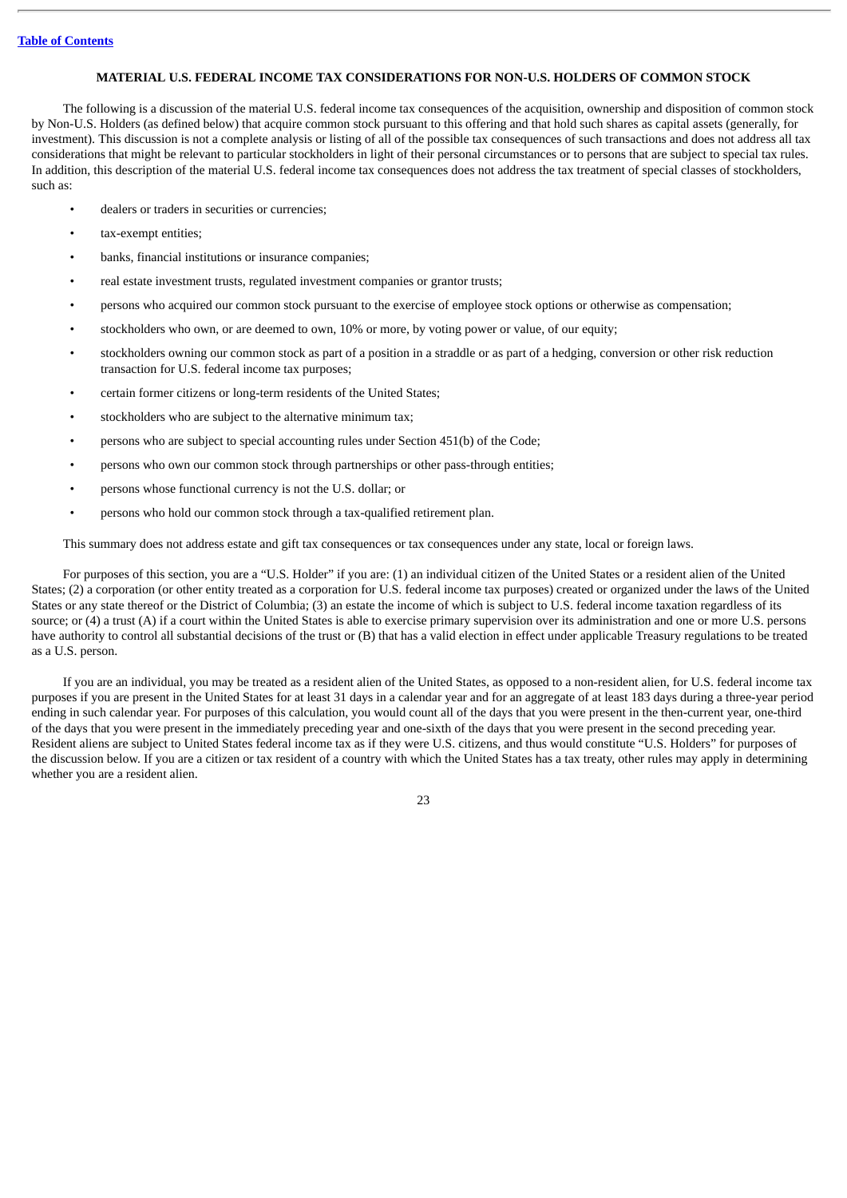## MATERIAL U.S. FEDERAL INCOME TAX CONSIDERATIONS FOR NON-U.S. HOLDERS OF COMMON STOCK

The following is a discussion of the material U.S. federal income tax consequences of the acquisition, ownership and disposition of common stock by Non-U.S. Holders (as defined below) that acquire common stock pursuant to this offering and that hold such shares as capital assets (generally, for investment). This discussion is not a complete analysis or listing of all of the possible tax consequences of such transactions and does not address all tax considerations that might be relevant to particular stockholders in light of their personal circumstances or to persons that are subject to special tax rules. In addition, this description of the material U.S. federal income tax consequences does not address the tax treatment of special classes of stockholders, such as:

- dealers or traders in securities or currencies;
- tax-exempt entities;
- banks, financial institutions or insurance companies;
- real estate investment trusts, regulated investment companies or grantor trusts;
- persons who acquired our common stock pursuant to the exercise of employee stock options or otherwise as compensation;
- stockholders who own, or are deemed to own, 10% or more, by voting power or value, of our equity;
- stockholders owning our common stock as part of a position in a straddle or as part of a hedging, conversion or other risk reduction transaction for U.S. federal income tax purposes;
- certain former citizens or long-term residents of the United States;
- stockholders who are subject to the alternative minimum tax;
- persons who are subject to special accounting rules under Section 451(b) of the Code;
- persons who own our common stock through partnerships or other pass-through entities;
- persons whose functional currency is not the U.S. dollar; or
- persons who hold our common stock through a tax-qualified retirement plan.

This summary does not address estate and gift tax consequences or tax consequences under any state, local or foreign laws.

For purposes of this section, you are a "U.S. Holder" if you are: (1) an individual citizen of the United States or a resident alien of the United States; (2) a corporation (or other entity treated as a corporation for U.S. federal income tax purposes) created or organized under the laws of the United States or any state thereof or the District of Columbia; (3) an estate the income of which is subject to U.S. federal income taxation regardless of its source; or (4) a trust (A) if a court within the United States is able to exercise primary supervision over its administration and one or more U.S. persons have authority to control all substantial decisions of the trust or (B) that has a valid election in effect under applicable Treasury regulations to be treated as a U.S. person.

If you are an individual, you may be treated as a resident alien of the United States, as opposed to a non-resident alien, for U.S. federal income tax purposes if you are present in the United States for at least 31 days in a calendar year and for an aggregate of at least 183 days during a three-year period ending in such calendar year. For purposes of this calculation, you would count all of the days that you were present in the then-current year, one-third of the days that you were present in the immediately preceding year and one-sixth of the days that you were present in the second preceding year. Resident aliens are subject to United States federal income tax as if they were U.S. citizens, and thus would constitute "U.S. Holders" for purposes of the discussion below. If you are a citizen or tax resident of a country with which the United States has a tax treaty, other rules may apply in determining whether you are a resident alien.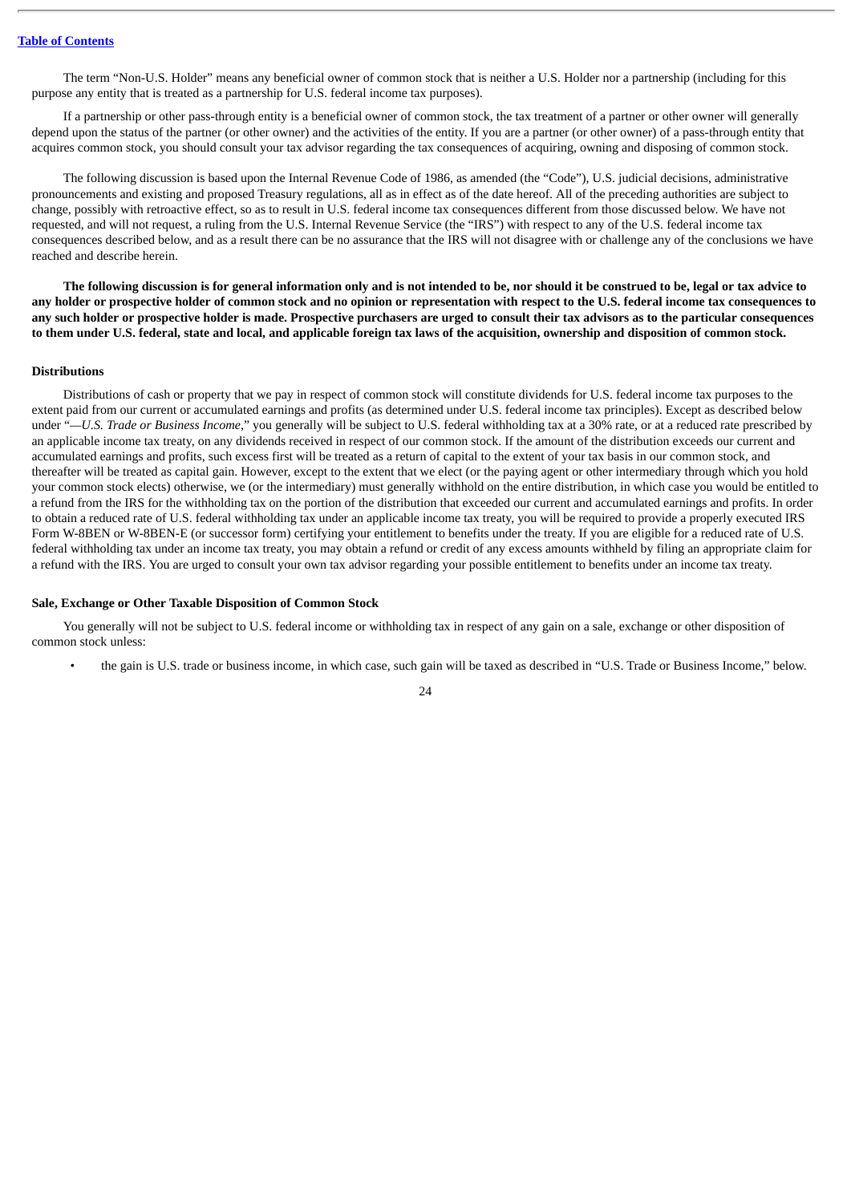The term "Non-U.S. Holder" means any beneficial owner of common stock that is neither a U.S. Holder nor a partnership (including for this purpose any entity that is treated as a partnership for U.S. federal income tax purposes).

If a partnership or other pass-through entity is a beneficial owner of common stock, the tax treatment of a partner or other owner will generally depend upon the status of the partner (or other owner) and the activities of the entity. If you are a partner (or other owner) of a pass-through entity that acquires common stock, you should consult your tax advisor regarding the tax consequences of acquiring, owning and disposing of common stock.

The following discussion is based upon the Internal Revenue Code of 1986, as amended (the "Code"), U.S. judicial decisions, administrative pronouncements and existing and proposed Treasury regulations, all as in effect as of the date hereof. All of the preceding authorities are subject to change, possibly with retroactive effect, so as to result in U.S. federal income tax consequences different from those discussed below. We have not requested, and will not request, a ruling from the U.S. Internal Revenue Service (the "IRS") with respect to any of the U.S. federal income tax consequences described below, and as a result there can be no assurance that the IRS will not disagree with or challenge any of the conclusions we have reached and describe herein.

**The following discussion is for general information only and is not intended to be, nor should it be construed to be, legal or tax advice to any holder or prospective holder of common stock and no opinion or representation with respect to the U.S. federal income tax consequences to any such holder or prospective holder is made. Prospective purchasers are urged to consult their tax advisors as to the particular consequences to them under U.S. federal, state and local, and applicable foreign tax laws of the acquisition, ownership and disposition of common stock.**

### Distributions

Distributions of cash or property that we pay in respect of common stock will constitute dividends for U.S. federal income tax purposes to the extent paid from our current or accumulated earnings and profits (as determined under U.S. federal income tax principles). Except as described below under "*—U.S. Trade or Business Income*," you generally will be subject to U.S. federal withholding tax at a 30% rate, or at a reduced rate prescribed by an applicable income tax treaty, on any dividends received in respect of our common stock. If the amount of the distribution exceeds our current and accumulated earnings and profits, such excess first will be treated as a return of capital to the extent of your tax basis in our common stock, and thereafter will be treated as capital gain. However, except to the extent that we elect (or the paying agent or other intermediary through which you hold your common stock elects) otherwise, we (or the intermediary) must generally withhold on the entire distribution, in which case you would be entitled to a refund from the IRS for the withholding tax on the portion of the distribution that exceeded our current and accumulated earnings and profits. In order to obtain a reduced rate of U.S. federal withholding tax under an applicable income tax treaty, you will be required to provide a properly executed IRS Form W-8BEN or W-8BEN-E (or successor form) certifying your entitlement to benefits under the treaty. If you are eligible for a reduced rate of U.S. federal withholding tax under an income tax treaty, you may obtain a refund or credit of any excess amounts withheld by filing an appropriate claim for a refund with the IRS. You are urged to consult your own tax advisor regarding your possible entitlement to benefits under an income tax treaty.

### Sale, Exchange or Other Taxable Disposition of Common Stock

You generally will not be subject to U.S. federal income or withholding tax in respect of any gain on a sale, exchange or other disposition of common stock unless:

- the gain is U.S. trade or business income, in which case, such gain will be taxed as described in "U.S. Trade or Business Income," below.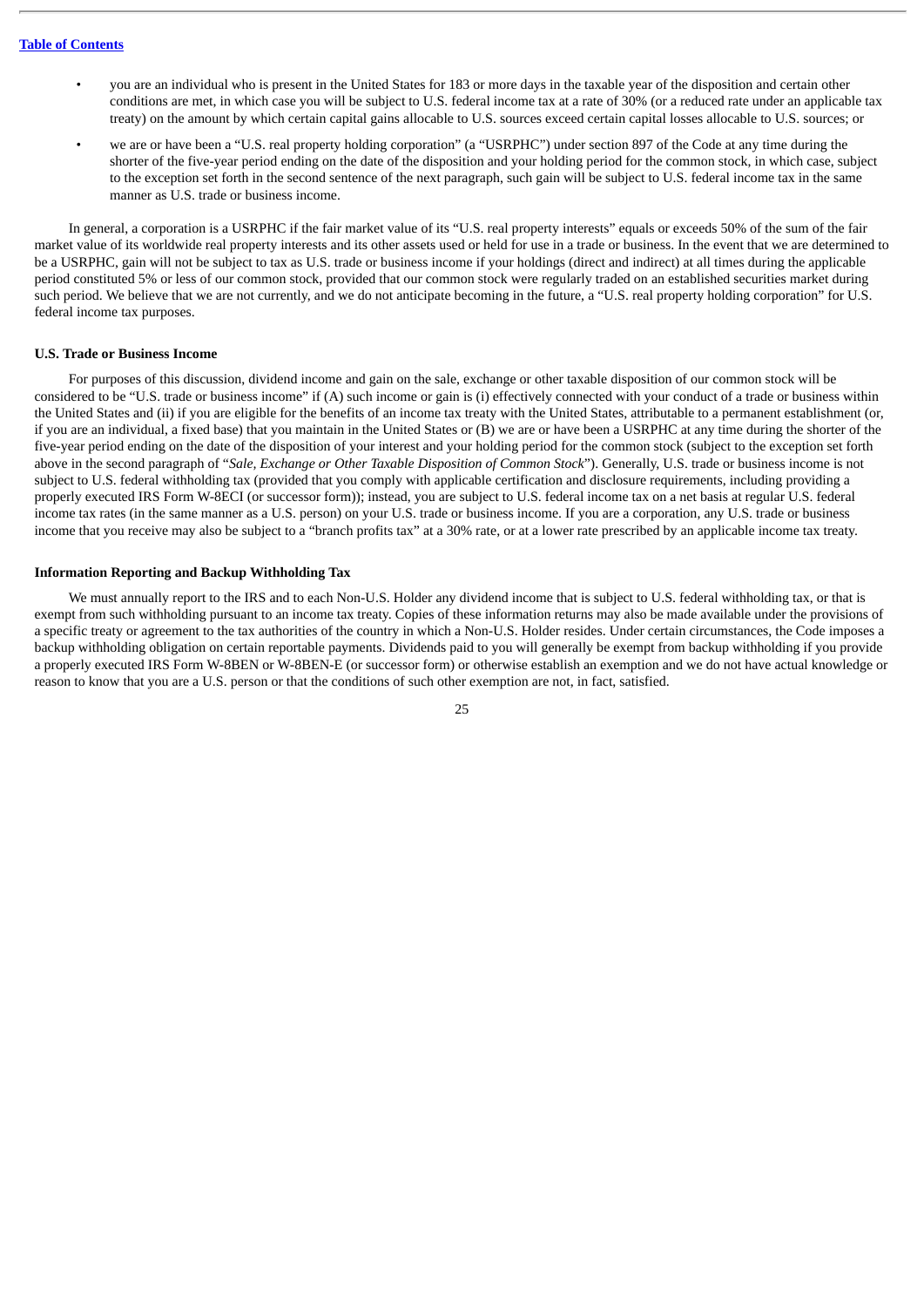- you are an individual who is present in the United States for 183 or more days in the taxable year of the disposition and certain other conditions are met, in which case you will be subject to U.S. federal income tax at a rate of 30% (or a reduced rate under an applicable tax treaty) on the amount by which certain capital gains allocable to U.S. sources exceed certain capital losses allocable to U.S. sources; or
- we are or have been a "U.S. real property holding corporation" (a "USRPHC") under section 897 of the Code at any time during the shorter of the five-year period ending on the date of the disposition and your holding period for the common stock, in which case, subject to the exception set forth in the second sentence of the next paragraph, such gain will be subject to U.S. federal income tax in the same manner as U.S. trade or business income.

In general, a corporation is a USRPHC if the fair market value of its "U.S. real property interests" equals or exceeds 50% of the sum of the fair market value of its worldwide real property interests and its other assets used or held for use in a trade or business. In the event that we are determined to be a USRPHC, gain will not be subject to tax as U.S. trade or business income if your holdings (direct and indirect) at all times during the applicable period constituted 5% or less of our common stock, provided that our common stock were regularly traded on an established securities market during such period. We believe that we are not currently, and we do not anticipate becoming in the future, a "U.S. real property holding corporation" for U.S. federal income tax purposes.

**U.S. Trade or Business Income**

For purposes of this discussion, dividend income and gain on the sale, exchange or other taxable disposition of our common stock will be considered to be "U.S. trade or business income" if (A) such income or gain is (i) effectively connected with your conduct of a trade or business within the United States and (ii) if you are eligible for the benefits of an income tax treaty with the United States, attributable to a permanent establishment (or, if you are an individual, a fixed base) that you maintain in the United States or (B) we are or have been a USRPHC at any time during the shorter of the five-year period ending on the date of the disposition of your interest and your holding period for the common stock (subject to the exception set forth above in the second paragraph of "*Sale, Exchange or Other Taxable Disposition of Common Stock*"). Generally, U.S. trade or business income is not subject to U.S. federal withholding tax (provided that you comply with applicable certification and disclosure requirements, including providing a properly executed IRS Form W-8ECI (or successor form)); instead, you are subject to U.S. federal income tax on a net basis at regular U.S. federal income tax rates (in the same manner as a U.S. person) on your U.S. trade or business income. If you are a corporation, any U.S. trade or business income that you receive may also be subject to a "branch profits tax" at a 30% rate, or at a lower rate prescribed by an applicable income tax treaty.

**Information Reporting and Backup Withholding Tax**

We must annually report to the IRS and to each Non-U.S. Holder any dividend income that is subject to U.S. federal withholding tax, or that is exempt from such withholding pursuant to an income tax treaty. Copies of these information returns may also be made available under the provisions of a specific treaty or agreement to the tax authorities of the country in which a Non-U.S. Holder resides. Under certain circumstances, the Code imposes a backup withholding obligation on certain reportable payments. Dividends paid to you will generally be exempt from backup withholding if you provide a properly executed IRS Form W-8BEN or W-8BEN-E (or successor form) or otherwise establish an exemption and we do not have actual knowledge or reason to know that you are a U.S. person or that the conditions of such other exemption are not, in fact, satisfied.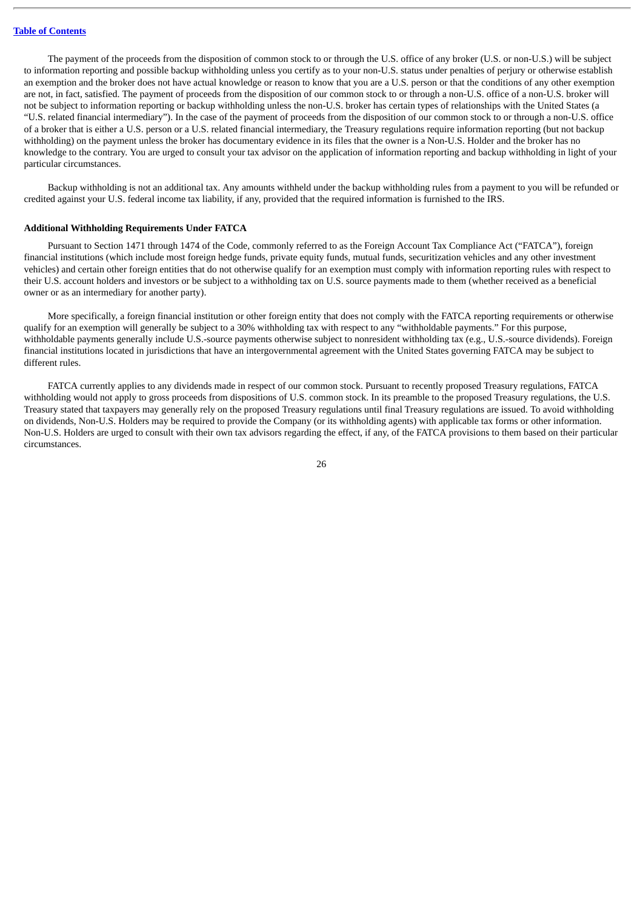The payment of the proceeds from the disposition of common stock to or through the U.S. office of any broker (U.S. or non-U.S.) will be subject to information reporting and possible backup withholding unless you certify as to your non-U.S. status under penalties of perjury or otherwise establish an exemption and the broker does not have actual knowledge or reason to know that you are a U.S. person or that the conditions of any other exemption are not, in fact, satisfied. The payment of proceeds from the disposition of our common stock to or through a non-U.S. office of a non-U.S. broker will not be subject to information reporting or backup withholding unless the non-U.S. broker has certain types of relationships with the United States (a "U.S. related financial intermediary"). In the case of the payment of proceeds from the disposition of our common stock to or through a non-U.S. office of a broker that is either a U.S. person or a U.S. related financial intermediary, the Treasury regulations require information reporting (but not backup withholding) on the payment unless the broker has documentary evidence in its files that the owner is a Non-U.S. Holder and the broker has no knowledge to the contrary. You are urged to consult your tax advisor on the application of information reporting and backup withholding in light of your particular circumstances.

Backup withholding is not an additional tax. Any amounts withheld under the backup withholding rules from a payment to you will be refunded or credited against your U.S. federal income tax liability, if any, provided that the required information is furnished to the IRS.

**Additional Withholding Requirements Under FATCA**

Pursuant to Section 1471 through 1474 of the Code, commonly referred to as the Foreign Account Tax Compliance Act ("FATCA"), foreign financial institutions (which include most foreign hedge funds, private equity funds, mutual funds, securitization vehicles and any other investment vehicles) and certain other foreign entities that do not otherwise qualify for an exemption must comply with information reporting rules with respect to their U.S. account holders and investors or be subject to a withholding tax on U.S. source payments made to them (whether received as a beneficial owner or as an intermediary for another party).

More specifically, a foreign financial institution or other foreign entity that does not comply with the FATCA reporting requirements or otherwise qualify for an exemption will generally be subject to a 30% withholding tax with respect to any "withholdable payments." For this purpose, withholdable payments generally include U.S.-source payments otherwise subject to nonresident withholding tax (e.g., U.S.-source dividends). Foreign financial institutions located in jurisdictions that have an intergovernmental agreement with the United States governing FATCA may be subject to different rules.

FATCA currently applies to any dividends made in respect of our common stock. Pursuant to recently proposed Treasury regulations, FATCA withholding would not apply to gross proceeds from dispositions of U.S. common stock. In its preamble to the proposed Treasury regulations, the U.S. Treasury stated that taxpayers may generally rely on the proposed Treasury regulations until final Treasury regulations are issued. To avoid withholding on dividends, Non-U.S. Holders may be required to provide the Company (or its withholding agents) with applicable tax forms or other information. Non-U.S. Holders are urged to consult with their own tax advisors regarding the effect, if any, of the FATCA provisions to them based on their particular circumstances.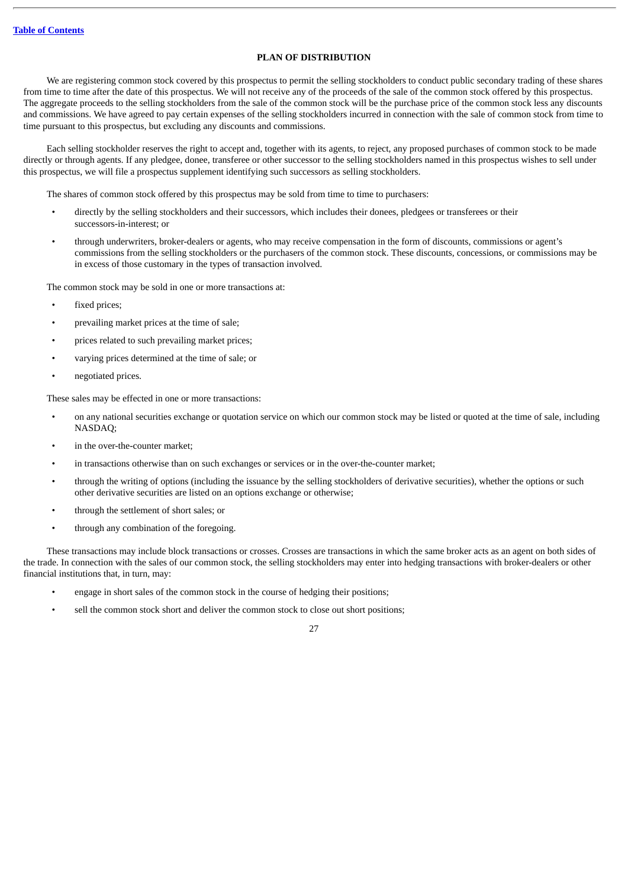## PLAN OF DISTRIBUTION

We are registering common stock covered by this prospectus to permit the selling stockholders to conduct public secondary trading of these shares from time to time after the date of this prospectus. We will not receive any of the proceeds of the sale of the common stock offered by this prospectus. The aggregate proceeds to the selling stockholders from the sale of the common stock will be the purchase price of the common stock less any discounts and commissions. We have agreed to pay certain expenses of the selling stockholders incurred in connection with the sale of common stock from time to time pursuant to this prospectus, but excluding any discounts and commissions.

Each selling stockholder reserves the right to accept and, together with its agents, to reject, any proposed purchases of common stock to be made directly or through agents. If any pledgee, donee, transferee or other successor to the selling stockholders named in this prospectus wishes to sell under this prospectus, we will file a prospectus supplement identifying such successors as selling stockholders.

The shares of common stock offered by this prospectus may be sold from time to time to purchasers:

- directly by the selling stockholders and their successors, which includes their donees, pledgees or transferees or their successors-in-interest; or
- through underwriters, broker-dealers or agents, who may receive compensation in the form of discounts, commissions or agent's commissions from the selling stockholders or the purchasers of the common stock. These discounts, concessions, or commissions may be in excess of those customary in the types of transaction involved.

The common stock may be sold in one or more transactions at:

- fixed prices;
- prevailing market prices at the time of sale;
- prices related to such prevailing market prices;
- varying prices determined at the time of sale; or
- negotiated prices.

These sales may be effected in one or more transactions:

- on any national securities exchange or quotation service on which our common stock may be listed or quoted at the time of sale, including NASDAQ;
- in the over-the-counter market;
- in transactions otherwise than on such exchanges or services or in the over-the-counter market;
- through the writing of options (including the issuance by the selling stockholders of derivative securities), whether the options or such other derivative securities are listed on an options exchange or otherwise;
- through the settlement of short sales; or
- through any combination of the foregoing.

These transactions may include block transactions or crosses. Crosses are transactions in which the same broker acts as an agent on both sides of the trade. In connection with the sales of our common stock, the selling stockholders may enter into hedging transactions with broker-dealers or other financial institutions that, in turn, may:

- engage in short sales of the common stock in the course of hedging their positions;
- sell the common stock short and deliver the common stock to close out short positions;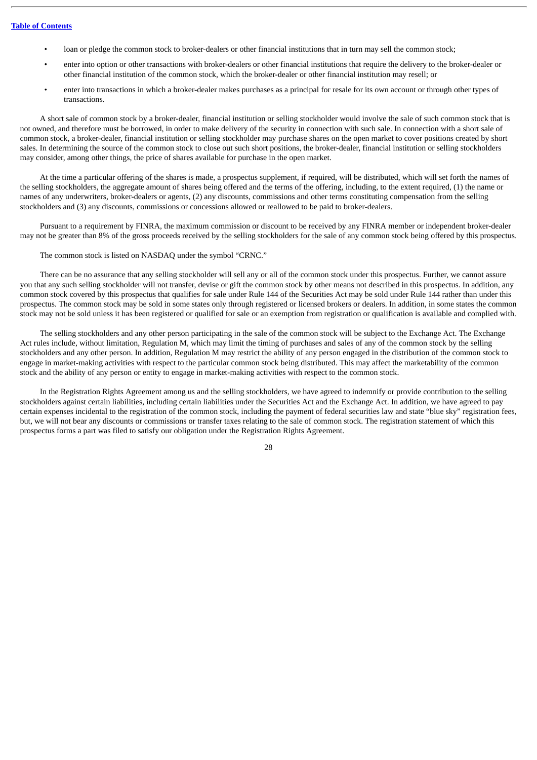- loan or pledge the common stock to broker-dealers or other financial institutions that in turn may sell the common stock;
- enter into option or other transactions with broker-dealers or other financial institutions that require the delivery to the broker-dealer or other financial institution of the common stock, which the broker-dealer or other financial institution may resell; or
- enter into transactions in which a broker-dealer makes purchases as a principal for resale for its own account or through other types of transactions.

A short sale of common stock by a broker-dealer, financial institution or selling stockholder would involve the sale of such common stock that is not owned, and therefore must be borrowed, in order to make delivery of the security in connection with such sale. In connection with a short sale of common stock, a broker-dealer, financial institution or selling stockholder may purchase shares on the open market to cover positions created by short sales. In determining the source of the common stock to close out such short positions, the broker-dealer, financial institution or selling stockholders may consider, among other things, the price of shares available for purchase in the open market.

At the time a particular offering of the shares is made, a prospectus supplement, if required, will be distributed, which will set forth the names of the selling stockholders, the aggregate amount of shares being offered and the terms of the offering, including, to the extent required, (1) the name or names of any underwriters, broker-dealers or agents, (2) any discounts, commissions and other terms constituting compensation from the selling stockholders and (3) any discounts, commissions or concessions allowed or reallowed to be paid to broker-dealers.

Pursuant to a requirement by FINRA, the maximum commission or discount to be received by any FINRA member or independent broker-dealer may not be greater than 8% of the gross proceeds received by the selling stockholders for the sale of any common stock being offered by this prospectus.

The common stock is listed on NASDAQ under the symbol "CRNC."

There can be no assurance that any selling stockholder will sell any or all of the common stock under this prospectus. Further, we cannot assure you that any such selling stockholder will not transfer, devise or gift the common stock by other means not described in this prospectus. In addition, any common stock covered by this prospectus that qualifies for sale under Rule 144 of the Securities Act may be sold under Rule 144 rather than under this prospectus. The common stock may be sold in some states only through registered or licensed brokers or dealers. In addition, in some states the common stock may not be sold unless it has been registered or qualified for sale or an exemption from registration or qualification is available and complied with.

The selling stockholders and any other person participating in the sale of the common stock will be subject to the Exchange Act. The Exchange Act rules include, without limitation, Regulation M, which may limit the timing of purchases and sales of any of the common stock by the selling stockholders and any other person. In addition, Regulation M may restrict the ability of any person engaged in the distribution of the common stock to engage in market-making activities with respect to the particular common stock being distributed. This may affect the marketability of the common stock and the ability of any person or entity to engage in market-making activities with respect to the common stock.

In the Registration Rights Agreement among us and the selling stockholders, we have agreed to indemnify or provide contribution to the selling stockholders against certain liabilities, including certain liabilities under the Securities Act and the Exchange Act. In addition, we have agreed to pay certain expenses incidental to the registration of the common stock, including the payment of federal securities law and state "blue sky" registration fees, but, we will not bear any discounts or commissions or transfer taxes relating to the sale of common stock. The registration statement of which this prospectus forms a part was filed to satisfy our obligation under the Registration Rights Agreement.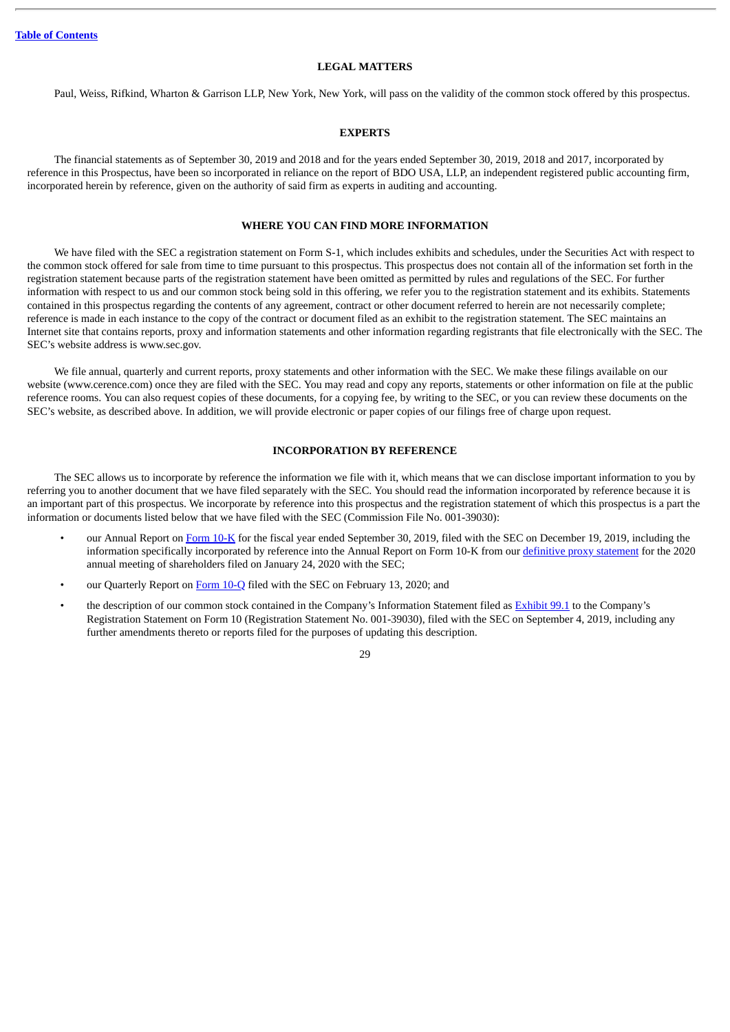## LEGAL MATTERS

Paul, Weiss, Rifkind, Wharton & Garrison LLP, New York, New York, will pass on the validity of the common stock offered by this prospectus.

## EXPERTS

The financial statements as of September 30, 2019 and 2018 and for the years ended September 30, 2019, 2018 and 2017, incorporated by reference in this Prospectus, have been so incorporated in reliance on the report of BDO USA, LLP, an independent registered public accounting firm, incorporated herein by reference, given on the authority of said firm as experts in auditing and accounting.

## WHERE YOU CAN FIND MORE INFORMATION

We have filed with the SEC a registration statement on Form S-1, which includes exhibits and schedules, under the Securities Act with respect to the common stock offered for sale from time to time pursuant to this prospectus. This prospectus does not contain all of the information set forth in the registration statement because parts of the registration statement have been omitted as permitted by rules and regulations of the SEC. For further information with respect to us and our common stock being sold in this offering, we refer you to the registration statement and its exhibits. Statements contained in this prospectus regarding the contents of any agreement, contract or other document referred to herein are not necessarily complete; reference is made in each instance to the copy of the contract or document filed as an exhibit to the registration statement. The SEC maintains an Internet site that contains reports, proxy and information statements and other information regarding registrants that file electronically with the SEC. The SEC's website address is www.sec.gov.

We file annual, quarterly and current reports, proxy statements and other information with the SEC. We make these filings available on our website (www.cerence.com) once they are filed with the SEC. You may read and copy any reports, statements or other information on file at the public reference rooms. You can also request copies of these documents, for a copying fee, by writing to the SEC, or you can review these documents on the SEC's website, as described above. In addition, we will provide electronic or paper copies of our filings free of charge upon request.

## INCORPORATION BY REFERENCE

The SEC allows us to incorporate by reference the information we file with it, which means that we can disclose important information to you by referring you to another document that we have filed separately with the SEC. You should read the information incorporated by reference because it is an important part of this prospectus. We incorporate by reference into this prospectus and the registration statement of which this prospectus is a part the information or documents listed below that we have filed with the SEC (Commission File No. 001-39030):

- our Annual Report on Form 10-K for the fiscal year ended September 30, 2019, filed with the SEC on December 19, 2019, including the information specifically incorporated by reference into the Annual Report on Form 10-K from our definitive proxy statement for the 2020 annual meeting of shareholders filed on January 24, 2020 with the SEC;
- our Quarterly Report on Form 10-Q filed with the SEC on February 13, 2020; and
- the description of our common stock contained in the Company's Information Statement filed as Exhibit 99.1 to the Company's Registration Statement on Form 10 (Registration Statement No. 001-39030), filed with the SEC on September 4, 2019, including any further amendments thereto or reports filed for the purposes of updating this description.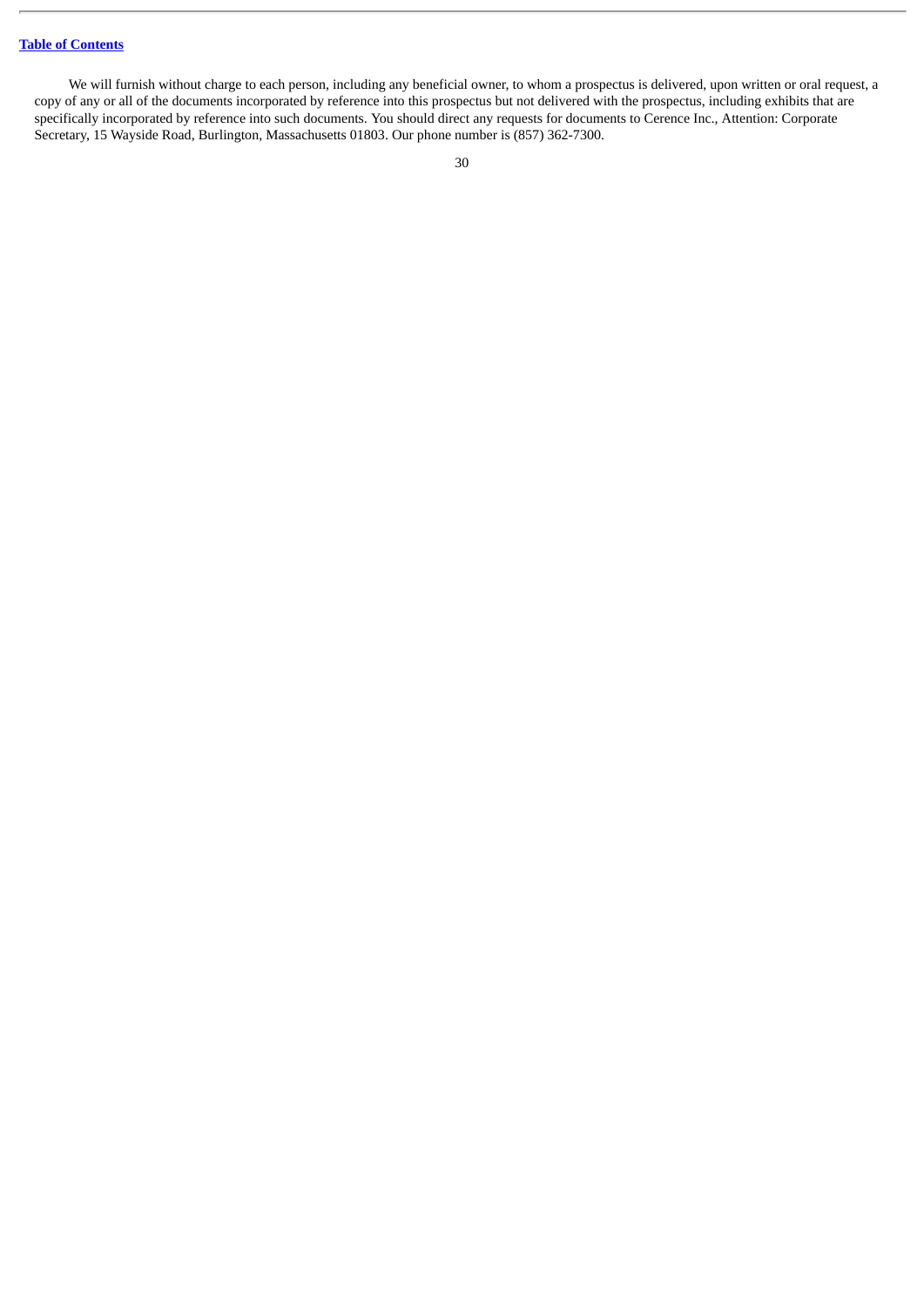We will furnish without charge to each person, including any beneficial owner, to whom a prospectus is delivered, upon written or oral request, a copy of any or all of the documents incorporated by reference into this prospectus but not delivered with the prospectus, including exhibits that are specifically incorporated by reference into such documents. You should direct any requests for documents to Cerence Inc., Attention: Corporate Secretary, 15 Wayside Road, Burlington, Massachusetts 01803. Our phone number is (857) 362-7300.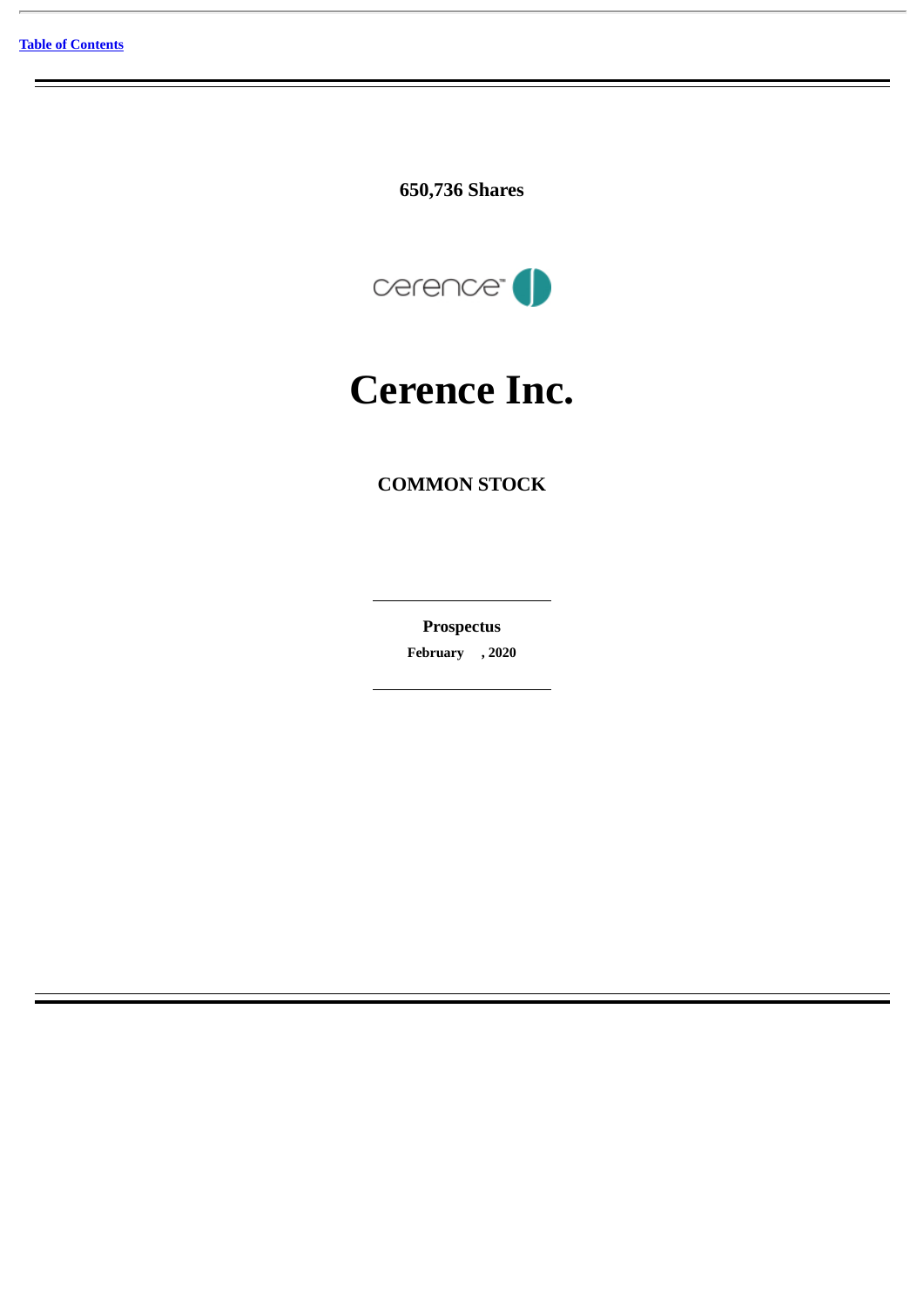[Table of Contents](#)

**650,736 Shares**

# Cerence Inc.

**COMMON STOCK**

**Prospectus**

**February , 2020**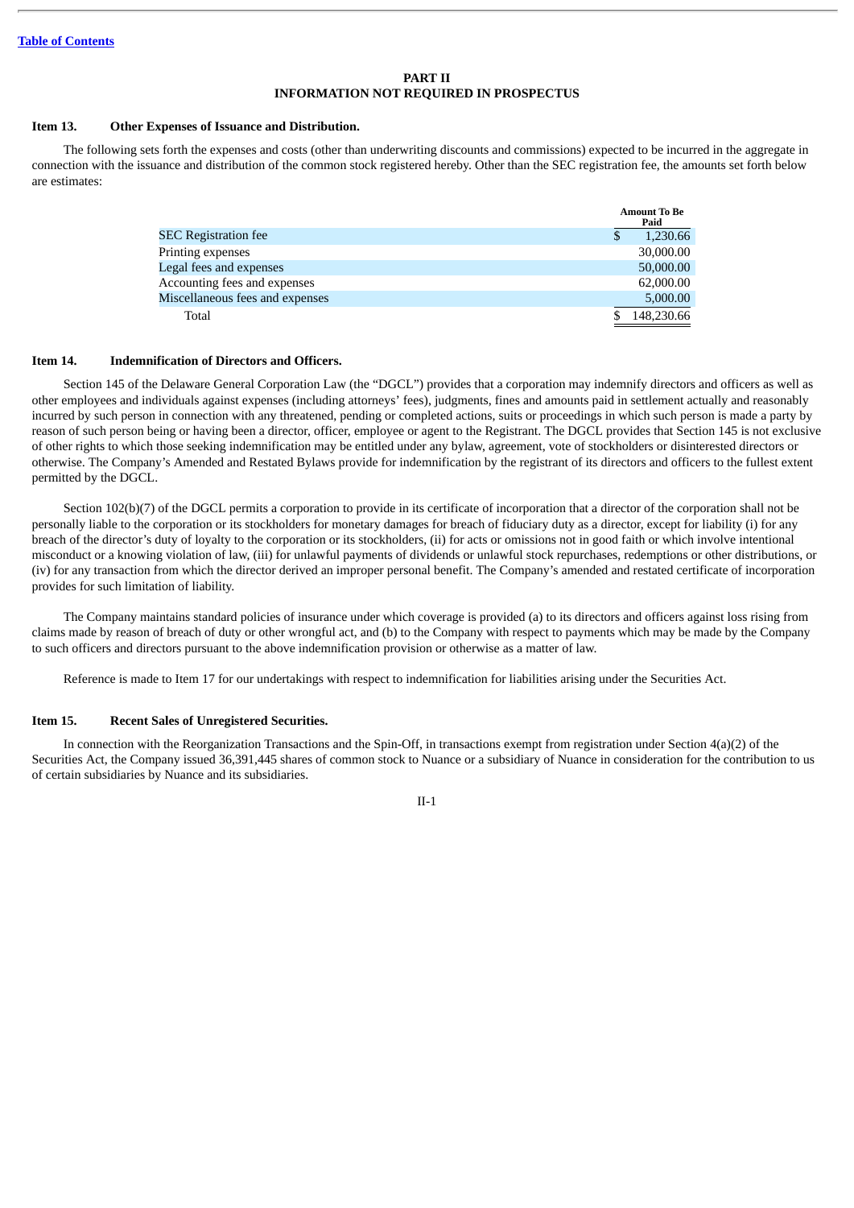[Table of Contents](#)

# PART II
# INFORMATION NOT REQUIRED IN PROSPECTUS

**Item 13. Other Expenses of Issuance and Distribution.**

The following sets forth the expenses and costs (other than underwriting discounts and commissions) expected to be incurred in the aggregate in connection with the issuance and distribution of the common stock registered hereby. Other than the SEC registration fee, the amounts set forth below are estimates:

| | Amount To Be Paid |
|---|---|
| SEC Registration fee | $ 1,230.66 |
| Printing expenses | 30,000.00 |
| Legal fees and expenses | 50,000.00 |
| Accounting fees and expenses | 62,000.00 |
| Miscellaneous fees and expenses | 5,000.00 |
| Total | $ 148,230.66 |

**Item 14. Indemnification of Directors and Officers.**

Section 145 of the Delaware General Corporation Law (the "DGCL") provides that a corporation may indemnify directors and officers as well as other employees and individuals against expenses (including attorneys' fees), judgments, fines and amounts paid in settlement actually and reasonably incurred by such person in connection with any threatened, pending or completed actions, suits or proceedings in which such person is made a party by reason of such person being or having been a director, officer, employee or agent to the Registrant. The DGCL provides that Section 145 is not exclusive of other rights to which those seeking indemnification may be entitled under any bylaw, agreement, vote of stockholders or disinterested directors or otherwise. The Company's Amended and Restated Bylaws provide for indemnification by the registrant of its directors and officers to the fullest extent permitted by the DGCL.

Section 102(b)(7) of the DGCL permits a corporation to provide in its certificate of incorporation that a director of the corporation shall not be personally liable to the corporation or its stockholders for monetary damages for breach of fiduciary duty as a director, except for liability (i) for any breach of the director's duty of loyalty to the corporation or its stockholders, (ii) for acts or omissions not in good faith or which involve intentional misconduct or a knowing violation of law, (iii) for unlawful payments of dividends or unlawful stock repurchases, redemptions or other distributions, or (iv) for any transaction from which the director derived an improper personal benefit. The Company's amended and restated certificate of incorporation provides for such limitation of liability.

The Company maintains standard policies of insurance under which coverage is provided (a) to its directors and officers against loss rising from claims made by reason of breach of duty or other wrongful act, and (b) to the Company with respect to payments which may be made by the Company to such officers and directors pursuant to the above indemnification provision or otherwise as a matter of law.

Reference is made to Item 17 for our undertakings with respect to indemnification for liabilities arising under the Securities Act.

**Item 15. Recent Sales of Unregistered Securities.**

In connection with the Reorganization Transactions and the Spin-Off, in transactions exempt from registration under Section 4(a)(2) of the Securities Act, the Company issued 36,391,445 shares of common stock to Nuance or a subsidiary of Nuance in consideration for the contribution to us of certain subsidiaries by Nuance and its subsidiaries.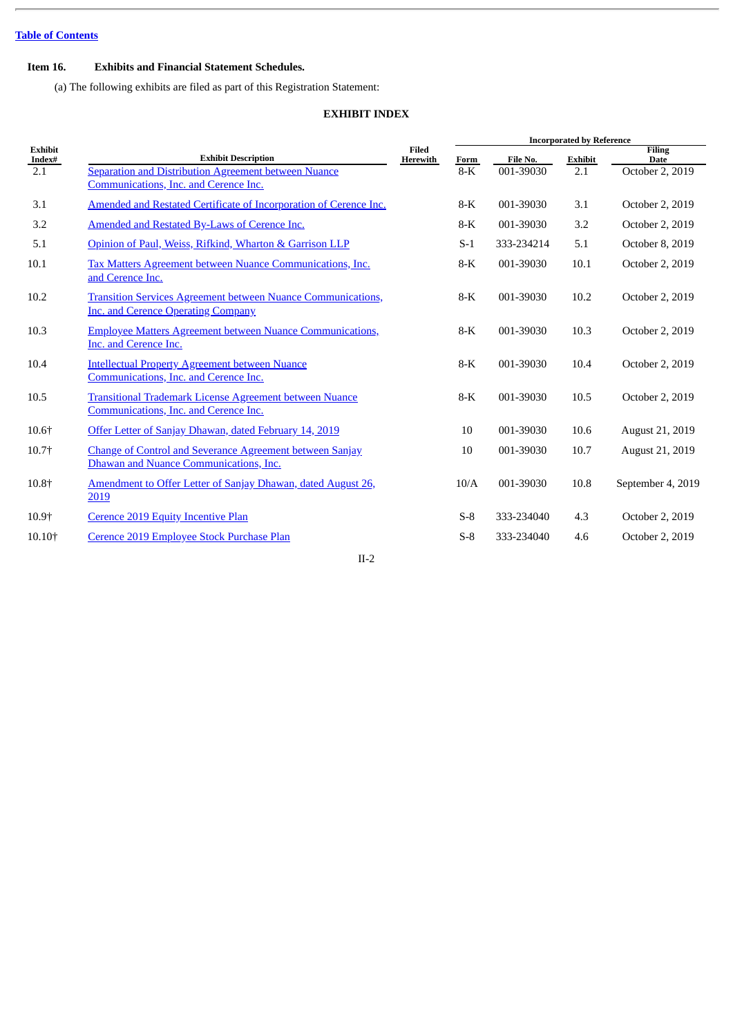[Table of Contents](#)

**Item 16. Exhibits and Financial Statement Schedules.**

(a) The following exhibits are filed as part of this Registration Statement:

**EXHIBIT INDEX**

| Exhibit Index# | Exhibit Description | Filed Herewith | Incorporated by Reference | | | |
|---|---|---|---|---|---|---|
| | | | Form | File No. | Exhibit | Filing Date |
| 2.1 | Separation and Distribution Agreement between Nuance Communications, Inc. and Cerence Inc. | | 8-K | 001-39030 | 2.1 | October 2, 2019 |
| 3.1 | Amended and Restated Certificate of Incorporation of Cerence Inc. | | 8-K | 001-39030 | 3.1 | October 2, 2019 |
| 3.2 | Amended and Restated By-Laws of Cerence Inc. | | 8-K | 001-39030 | 3.2 | October 2, 2019 |
| 5.1 | Opinion of Paul, Weiss, Rifkind, Wharton & Garrison LLP | | S-1 | 333-234214 | 5.1 | October 8, 2019 |
| 10.1 | Tax Matters Agreement between Nuance Communications, Inc. and Cerence Inc. | | 8-K | 001-39030 | 10.1 | October 2, 2019 |
| 10.2 | Transition Services Agreement between Nuance Communications, Inc. and Cerence Operating Company | | 8-K | 001-39030 | 10.2 | October 2, 2019 |
| 10.3 | Employee Matters Agreement between Nuance Communications, Inc. and Cerence Inc. | | 8-K | 001-39030 | 10.3 | October 2, 2019 |
| 10.4 | Intellectual Property Agreement between Nuance Communications, Inc. and Cerence Inc. | | 8-K | 001-39030 | 10.4 | October 2, 2019 |
| 10.5 | Transitional Trademark License Agreement between Nuance Communications, Inc. and Cerence Inc. | | 8-K | 001-39030 | 10.5 | October 2, 2019 |
| 10.6† | Offer Letter of Sanjay Dhawan, dated February 14, 2019 | | 10 | 001-39030 | 10.6 | August 21, 2019 |
| 10.7† | Change of Control and Severance Agreement between Sanjay Dhawan and Nuance Communications, Inc. | | 10 | 001-39030 | 10.7 | August 21, 2019 |
| 10.8† | Amendment to Offer Letter of Sanjay Dhawan, dated August 26, 2019 | | 10/A | 001-39030 | 10.8 | September 4, 2019 |
| 10.9† | Cerence 2019 Equity Incentive Plan | | S-8 | 333-234040 | 4.3 | October 2, 2019 |
| 10.10† | Cerence 2019 Employee Stock Purchase Plan | | S-8 | 333-234040 | 4.6 | October 2, 2019 |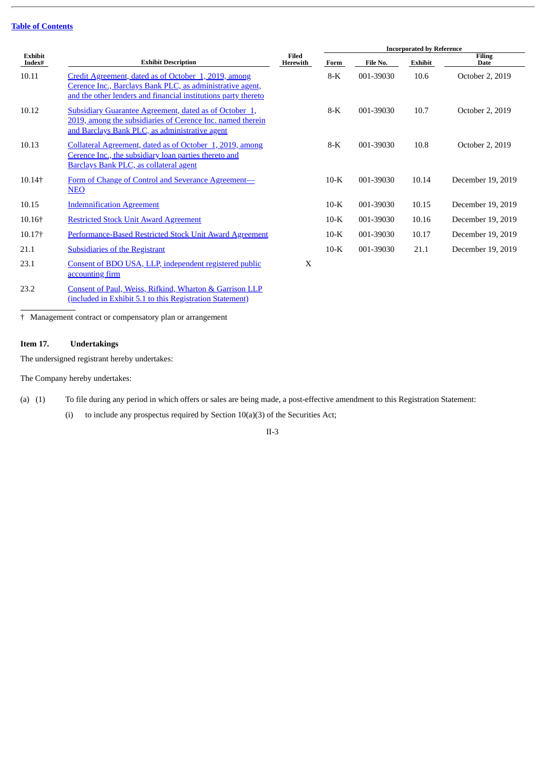[Table of Contents](#)

| Exhibit Index# | Exhibit Description | Filed Herewith | Incorporated by Reference | | | |
|---|---|---|---|---|---|---|
| | | | Form | File No. | Exhibit | Filing Date |
| 10.11 | Credit Agreement, dated as of October 1, 2019, among Cerence Inc., Barclays Bank PLC, as administrative agent, and the other lenders and financial institutions party thereto | | 8-K | 001-39030 | 10.6 | October 2, 2019 |
| 10.12 | Subsidiary Guarantee Agreement, dated as of October 1, 2019, among the subsidiaries of Cerence Inc. named therein and Barclays Bank PLC, as administrative agent | | 8-K | 001-39030 | 10.7 | October 2, 2019 |
| 10.13 | Collateral Agreement, dated as of October 1, 2019, among Cerence Inc., the subsidiary loan parties thereto and Barclays Bank PLC, as collateral agent | | 8-K | 001-39030 | 10.8 | October 2, 2019 |
| 10.14† | Form of Change of Control and Severance Agreement—NEO | | 10-K | 001-39030 | 10.14 | December 19, 2019 |
| 10.15 | Indemnification Agreement | | 10-K | 001-39030 | 10.15 | December 19, 2019 |
| 10.16† | Restricted Stock Unit Award Agreement | | 10-K | 001-39030 | 10.16 | December 19, 2019 |
| 10.17† | Performance-Based Restricted Stock Unit Award Agreement | | 10-K | 001-39030 | 10.17 | December 19, 2019 |
| 21.1 | Subsidiaries of the Registrant | | 10-K | 001-39030 | 21.1 | December 19, 2019 |
| 23.1 | Consent of BDO USA, LLP, independent registered public accounting firm | X | | | | |
| 23.2 | Consent of Paul, Weiss, Rifkind, Wharton & Garrison LLP (included in Exhibit 5.1 to this Registration Statement) | | | | | |

† Management contract or compensatory plan or arrangement

**Item 17. Undertakings**

The undersigned registrant hereby undertakes:

The Company hereby undertakes:

(a) (1) To file during any period in which offers or sales are being made, a post-effective amendment to this Registration Statement:

(i) to include any prospectus required by Section 10(a)(3) of the Securities Act;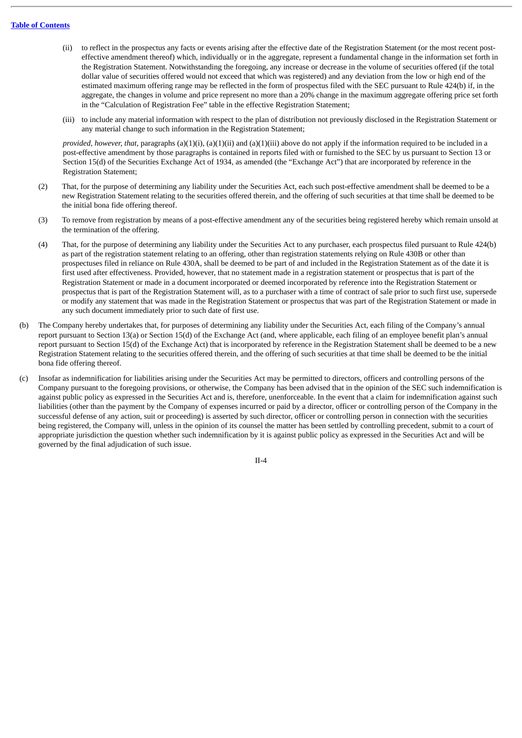(ii) to reflect in the prospectus any facts or events arising after the effective date of the Registration Statement (or the most recent post-effective amendment thereof) which, individually or in the aggregate, represent a fundamental change in the information set forth in the Registration Statement. Notwithstanding the foregoing, any increase or decrease in the volume of securities offered (if the total dollar value of securities offered would not exceed that which was registered) and any deviation from the low or high end of the estimated maximum offering range may be reflected in the form of prospectus filed with the SEC pursuant to Rule 424(b) if, in the aggregate, the changes in volume and price represent no more than a 20% change in the maximum aggregate offering price set forth in the "Calculation of Registration Fee" table in the effective Registration Statement;

(iii) to include any material information with respect to the plan of distribution not previously disclosed in the Registration Statement or any material change to such information in the Registration Statement;

*provided, however, that*, paragraphs (a)(1)(i), (a)(1)(ii) and (a)(1)(iii) above do not apply if the information required to be included in a post-effective amendment by those paragraphs is contained in reports filed with or furnished to the SEC by us pursuant to Section 13 or Section 15(d) of the Securities Exchange Act of 1934, as amended (the "Exchange Act") that are incorporated by reference in the Registration Statement;

(2) That, for the purpose of determining any liability under the Securities Act, each such post-effective amendment shall be deemed to be a new Registration Statement relating to the securities offered therein, and the offering of such securities at that time shall be deemed to be the initial bona fide offering thereof.

(3) To remove from registration by means of a post-effective amendment any of the securities being registered hereby which remain unsold at the termination of the offering.

(4) That, for the purpose of determining any liability under the Securities Act to any purchaser, each prospectus filed pursuant to Rule 424(b) as part of the registration statement relating to an offering, other than registration statements relying on Rule 430B or other than prospectuses filed in reliance on Rule 430A, shall be deemed to be part of and included in the Registration Statement as of the date it is first used after effectiveness. Provided, however, that no statement made in a registration statement or prospectus that is part of the Registration Statement or made in a document incorporated or deemed incorporated by reference into the Registration Statement or prospectus that is part of the Registration Statement will, as to a purchaser with a time of contract of sale prior to such first use, supersede or modify any statement that was made in the Registration Statement or prospectus that was part of the Registration Statement or made in any such document immediately prior to such date of first use.

(b) The Company hereby undertakes that, for purposes of determining any liability under the Securities Act, each filing of the Company's annual report pursuant to Section 13(a) or Section 15(d) of the Exchange Act (and, where applicable, each filing of an employee benefit plan's annual report pursuant to Section 15(d) of the Exchange Act) that is incorporated by reference in the Registration Statement shall be deemed to be a new Registration Statement relating to the securities offered therein, and the offering of such securities at that time shall be deemed to be the initial bona fide offering thereof.

(c) Insofar as indemnification for liabilities arising under the Securities Act may be permitted to directors, officers and controlling persons of the Company pursuant to the foregoing provisions, or otherwise, the Company has been advised that in the opinion of the SEC such indemnification is against public policy as expressed in the Securities Act and is, therefore, unenforceable. In the event that a claim for indemnification against such liabilities (other than the payment by the Company of expenses incurred or paid by a director, officer or controlling person of the Company in the successful defense of any action, suit or proceeding) is asserted by such director, officer or controlling person in connection with the securities being registered, the Company will, unless in the opinion of its counsel the matter has been settled by controlling precedent, submit to a court of appropriate jurisdiction the question whether such indemnification by it is against public policy as expressed in the Securities Act and will be governed by the final adjudication of such issue.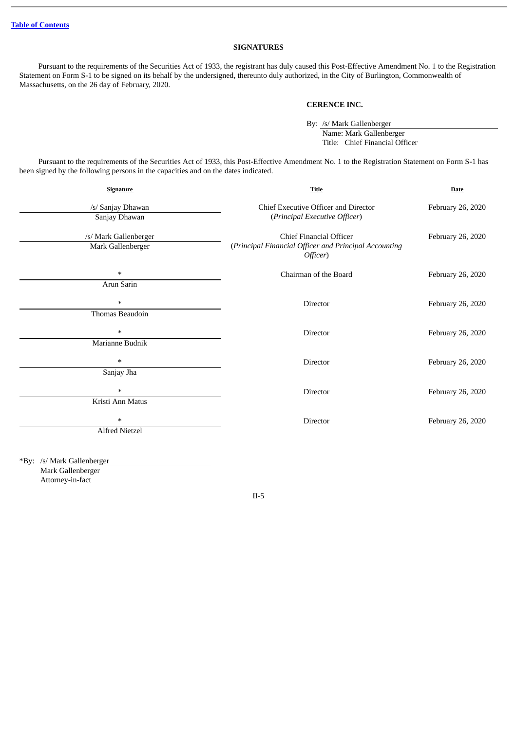[Table of Contents](#)

## SIGNATURES

Pursuant to the requirements of the Securities Act of 1933, the registrant has duly caused this Post-Effective Amendment No. 1 to the Registration Statement on Form S-1 to be signed on its behalf by the undersigned, thereunto duly authorized, in the City of Burlington, Commonwealth of Massachusetts, on the 26 day of February, 2020.

**CERENCE INC.**

By: /s/ Mark Gallenberger
Name: Mark Gallenberger
Title: Chief Financial Officer

Pursuant to the requirements of the Securities Act of 1933, this Post-Effective Amendment No. 1 to the Registration Statement on Form S-1 has been signed by the following persons in the capacities and on the dates indicated.

| Signature | Title | Date |
|---|---|---|
| /s/ Sanjay Dhawan<br>Sanjay Dhawan | Chief Executive Officer and Director<br>(*Principal Executive Officer*) | February 26, 2020 |
| /s/ Mark Gallenberger<br>Mark Gallenberger | Chief Financial Officer<br>(*Principal Financial Officer and Principal Accounting Officer*) | February 26, 2020 |
| *<br>Arun Sarin | Chairman of the Board | February 26, 2020 |
| *<br>Thomas Beaudoin | Director | February 26, 2020 |
| *<br>Marianne Budnik | Director | February 26, 2020 |
| *<br>Sanjay Jha | Director | February 26, 2020 |
| *<br>Kristi Ann Matus | Director | February 26, 2020 |
| *<br>Alfred Nietzel | Director | February 26, 2020 |

*By: /s/ Mark Gallenberger
Mark Gallenberger
Attorney-in-fact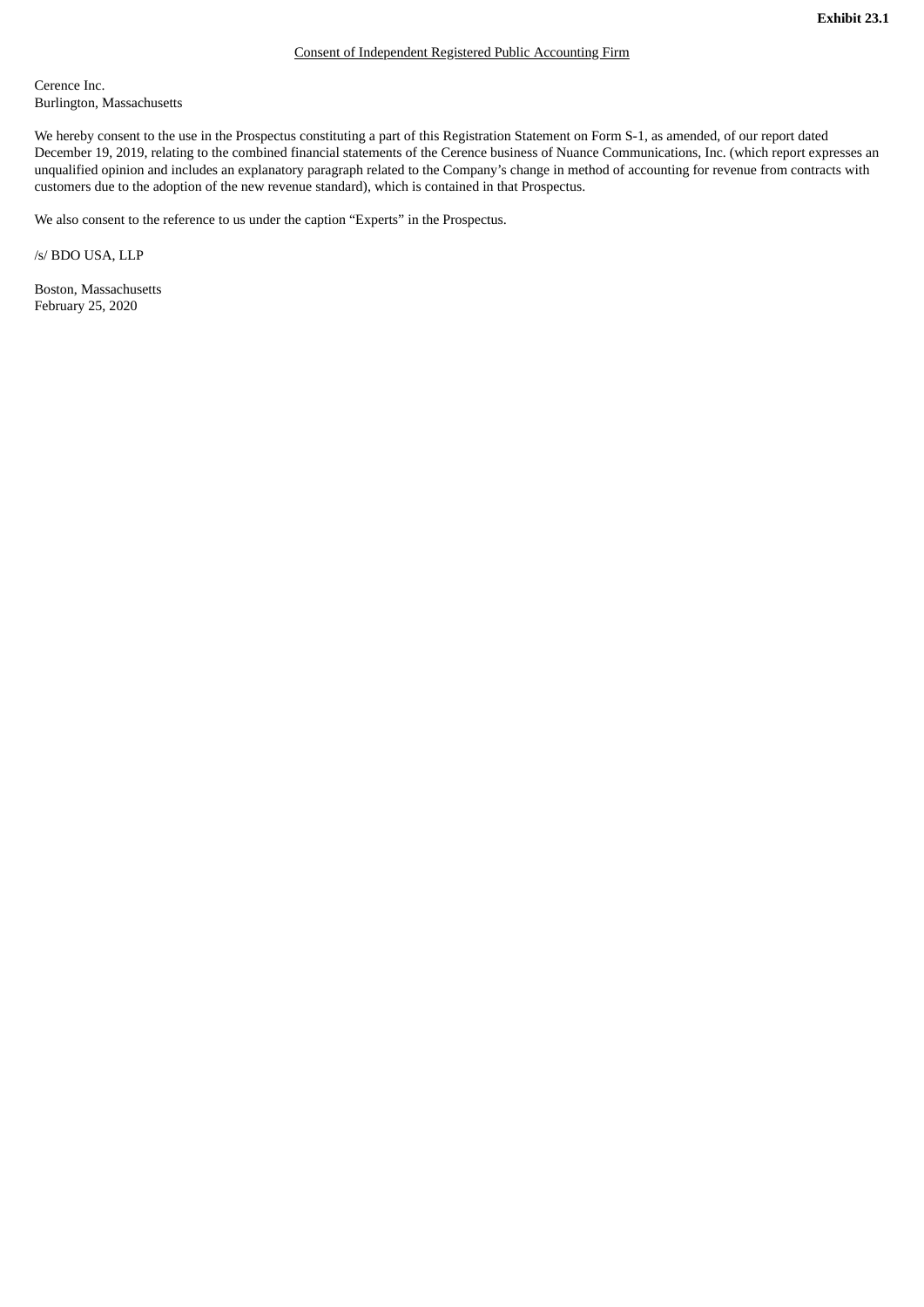**Exhibit 23.1**

Consent of Independent Registered Public Accounting Firm

Cerence Inc.
Burlington, Massachusetts

We hereby consent to the use in the Prospectus constituting a part of this Registration Statement on Form S-1, as amended, of our report dated December 19, 2019, relating to the combined financial statements of the Cerence business of Nuance Communications, Inc. (which report expresses an unqualified opinion and includes an explanatory paragraph related to the Company's change in method of accounting for revenue from contracts with customers due to the adoption of the new revenue standard), which is contained in that Prospectus.

We also consent to the reference to us under the caption "Experts" in the Prospectus.

/s/ BDO USA, LLP

Boston, Massachusetts
February 25, 2020